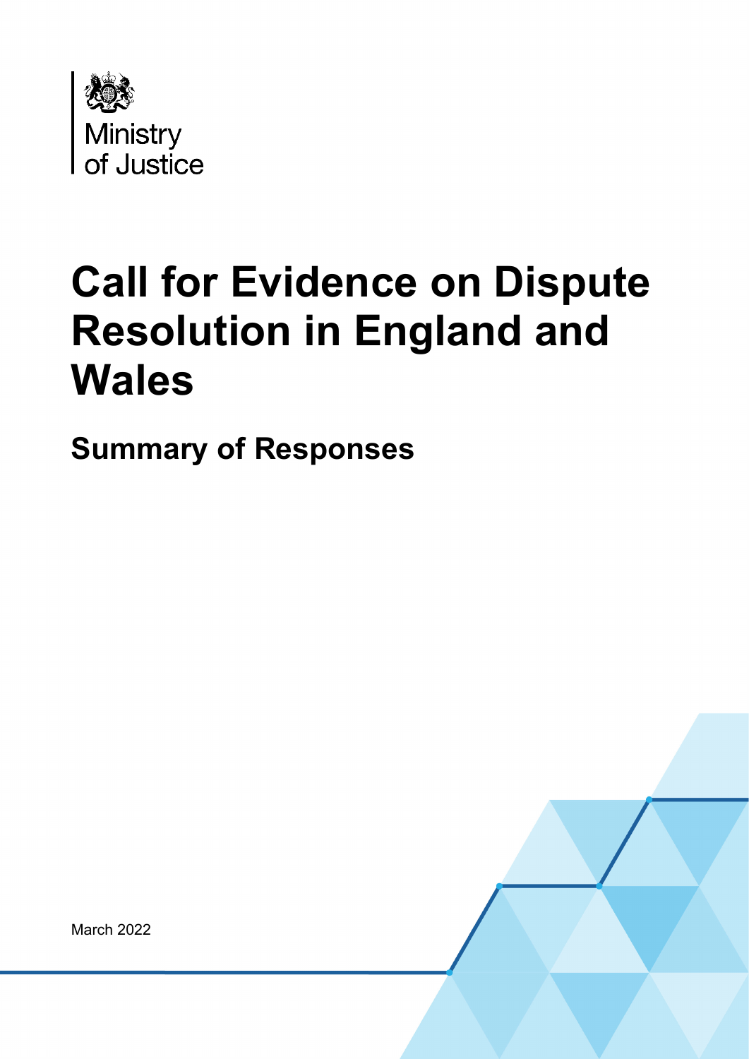Ministry of Justice

# Call for Evidence on Dispute Resolution in England and Wales

## Summary of Responses

March 2022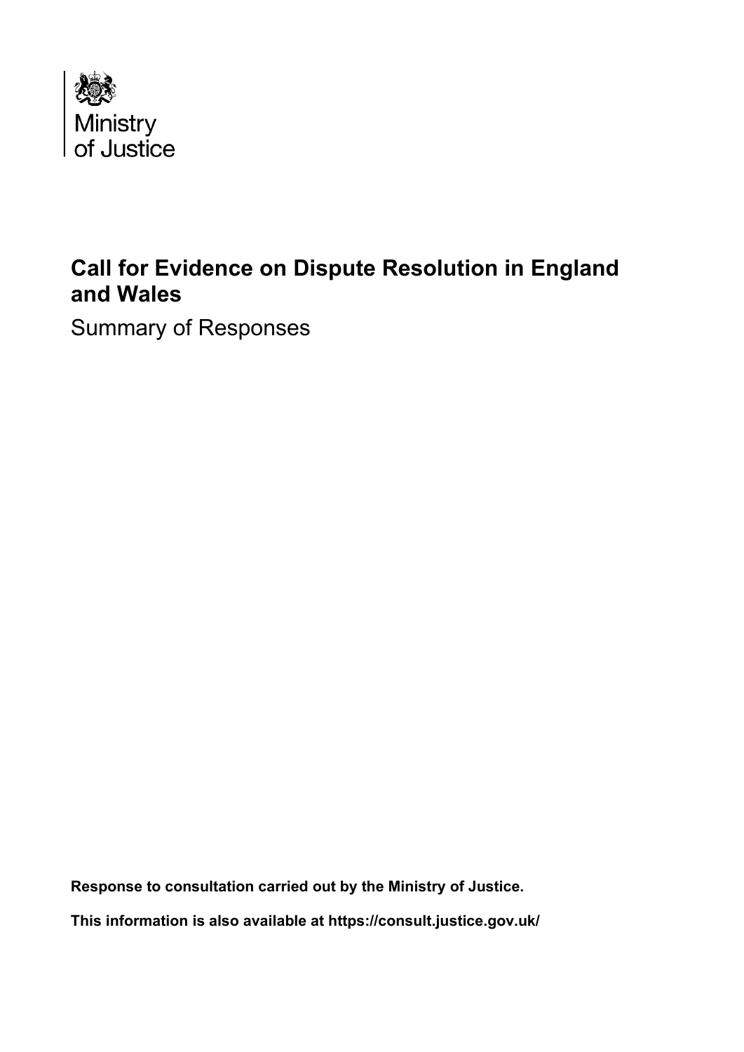Ministry of Justice

# Call for Evidence on Dispute Resolution in England and Wales

Summary of Responses

**Response to consultation carried out by the Ministry of Justice.**

**This information is also available at https://consult.justice.gov.uk/**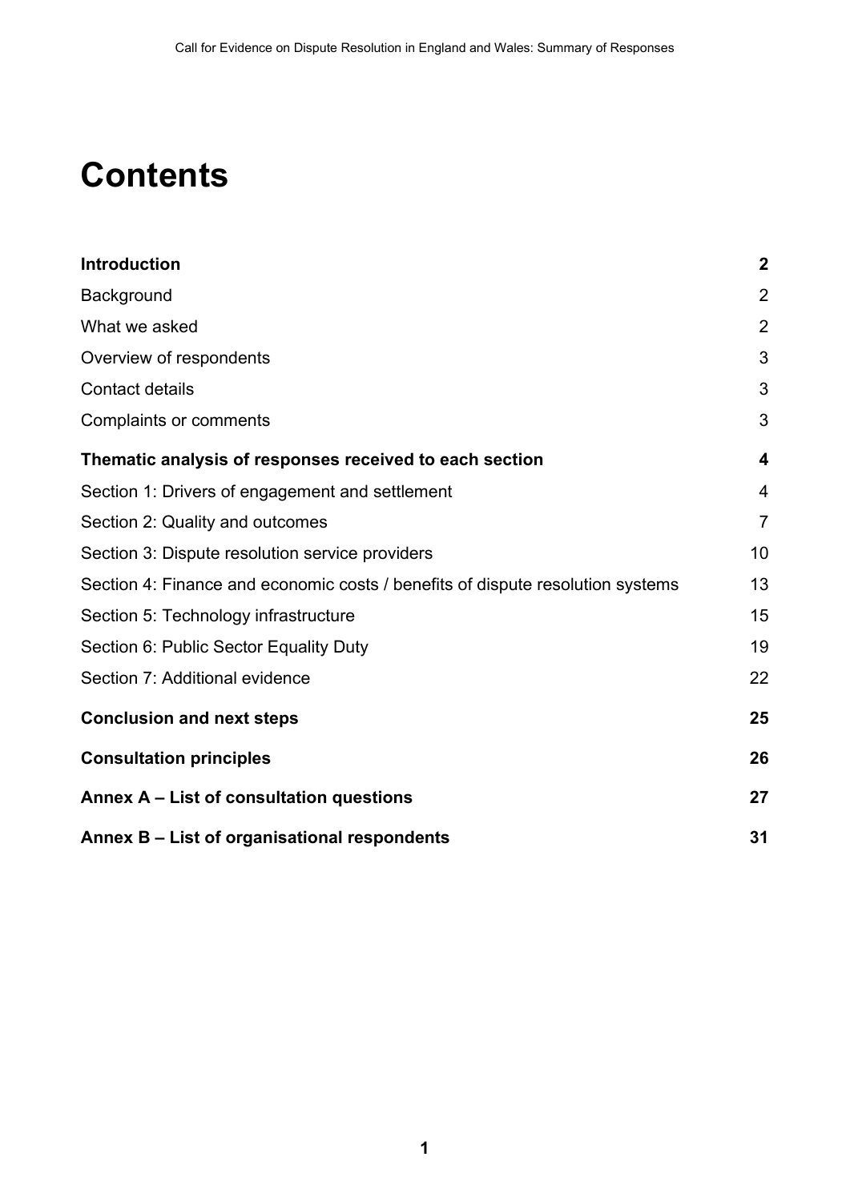# Contents

| | |
|---|---|
| **Introduction** | **2** |
| Background | 2 |
| What we asked | 2 |
| Overview of respondents | 3 |
| Contact details | 3 |
| Complaints or comments | 3 |
| **Thematic analysis of responses received to each section** | **4** |
| Section 1: Drivers of engagement and settlement | 4 |
| Section 2: Quality and outcomes | 7 |
| Section 3: Dispute resolution service providers | 10 |
| Section 4: Finance and economic costs / benefits of dispute resolution systems | 13 |
| Section 5: Technology infrastructure | 15 |
| Section 6: Public Sector Equality Duty | 19 |
| Section 7: Additional evidence | 22 |
| **Conclusion and next steps** | **25** |
| **Consultation principles** | **26** |
| **Annex A – List of consultation questions** | **27** |
| **Annex B – List of organisational respondents** | **31** |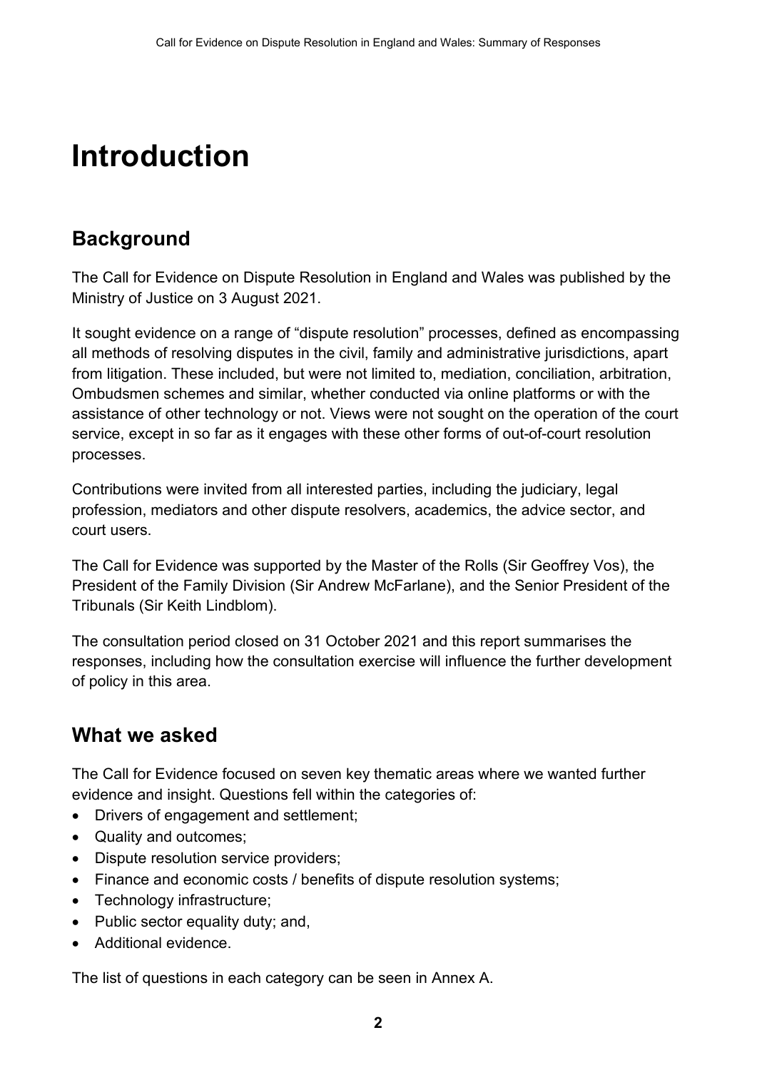# Introduction

## Background

The Call for Evidence on Dispute Resolution in England and Wales was published by the Ministry of Justice on 3 August 2021.

It sought evidence on a range of "dispute resolution" processes, defined as encompassing all methods of resolving disputes in the civil, family and administrative jurisdictions, apart from litigation. These included, but were not limited to, mediation, conciliation, arbitration, Ombudsmen schemes and similar, whether conducted via online platforms or with the assistance of other technology or not. Views were not sought on the operation of the court service, except in so far as it engages with these other forms of out-of-court resolution processes.

Contributions were invited from all interested parties, including the judiciary, legal profession, mediators and other dispute resolvers, academics, the advice sector, and court users.

The Call for Evidence was supported by the Master of the Rolls (Sir Geoffrey Vos), the President of the Family Division (Sir Andrew McFarlane), and the Senior President of the Tribunals (Sir Keith Lindblom).

The consultation period closed on 31 October 2021 and this report summarises the responses, including how the consultation exercise will influence the further development of policy in this area.

## What we asked

The Call for Evidence focused on seven key thematic areas where we wanted further evidence and insight. Questions fell within the categories of:

- Drivers of engagement and settlement;
- Quality and outcomes;
- Dispute resolution service providers;
- Finance and economic costs / benefits of dispute resolution systems;
- Technology infrastructure;
- Public sector equality duty; and,
- Additional evidence.

The list of questions in each category can be seen in Annex A.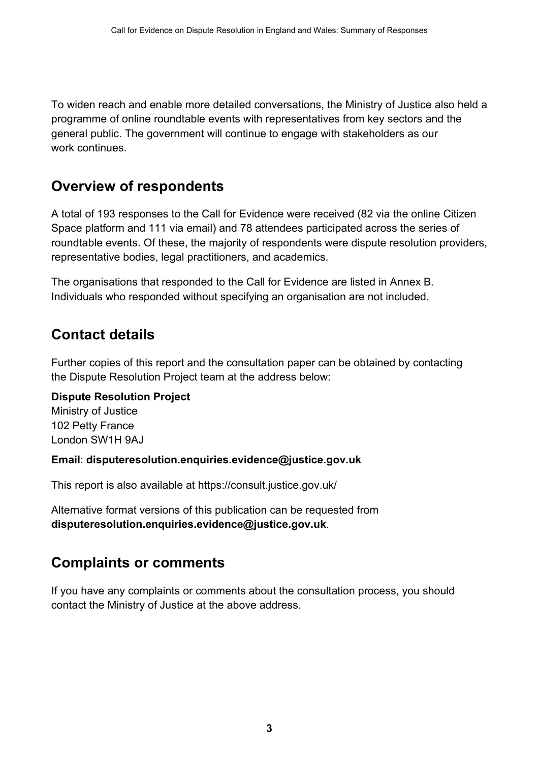To widen reach and enable more detailed conversations, the Ministry of Justice also held a programme of online roundtable events with representatives from key sectors and the general public. The government will continue to engage with stakeholders as our work continues.

## Overview of respondents

A total of 193 responses to the Call for Evidence were received (82 via the online Citizen Space platform and 111 via email) and 78 attendees participated across the series of roundtable events. Of these, the majority of respondents were dispute resolution providers, representative bodies, legal practitioners, and academics.

The organisations that responded to the Call for Evidence are listed in Annex B. Individuals who responded without specifying an organisation are not included.

## Contact details

Further copies of this report and the consultation paper can be obtained by contacting the Dispute Resolution Project team at the address below:

**Dispute Resolution Project**
Ministry of Justice
102 Petty France
London SW1H 9AJ

**Email**: **disputeresolution.enquiries.evidence@justice.gov.uk**

This report is also available at https://consult.justice.gov.uk/

Alternative format versions of this publication can be requested from **disputeresolution.enquiries.evidence@justice.gov.uk**.

## Complaints or comments

If you have any complaints or comments about the consultation process, you should contact the Ministry of Justice at the above address.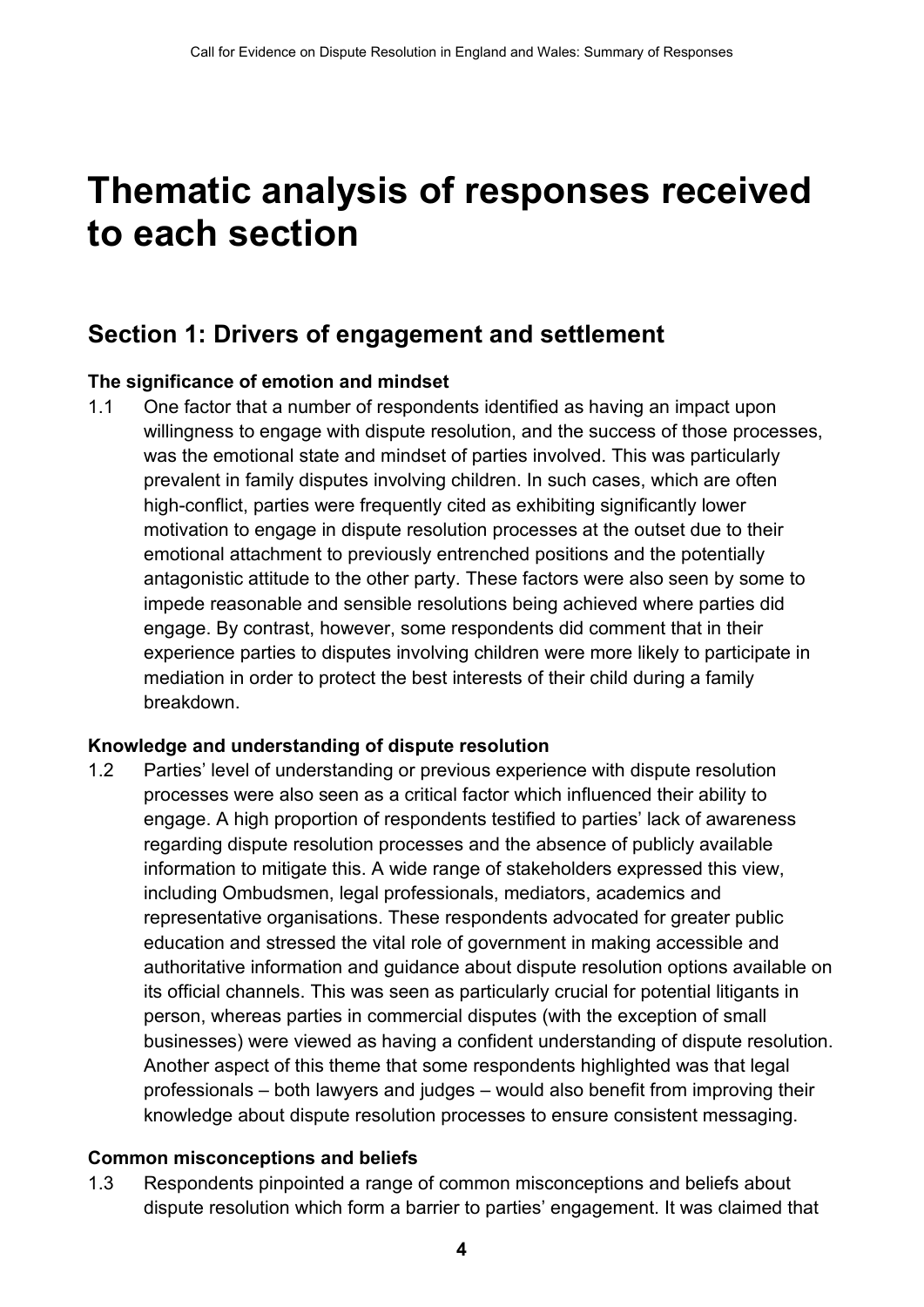# Thematic analysis of responses received to each section

## Section 1: Drivers of engagement and settlement

### The significance of emotion and mindset

1.1 One factor that a number of respondents identified as having an impact upon willingness to engage with dispute resolution, and the success of those processes, was the emotional state and mindset of parties involved. This was particularly prevalent in family disputes involving children. In such cases, which are often high-conflict, parties were frequently cited as exhibiting significantly lower motivation to engage in dispute resolution processes at the outset due to their emotional attachment to previously entrenched positions and the potentially antagonistic attitude to the other party. These factors were also seen by some to impede reasonable and sensible resolutions being achieved where parties did engage. By contrast, however, some respondents did comment that in their experience parties to disputes involving children were more likely to participate in mediation in order to protect the best interests of their child during a family breakdown.

### Knowledge and understanding of dispute resolution

1.2 Parties' level of understanding or previous experience with dispute resolution processes were also seen as a critical factor which influenced their ability to engage. A high proportion of respondents testified to parties' lack of awareness regarding dispute resolution processes and the absence of publicly available information to mitigate this. A wide range of stakeholders expressed this view, including Ombudsmen, legal professionals, mediators, academics and representative organisations. These respondents advocated for greater public education and stressed the vital role of government in making accessible and authoritative information and guidance about dispute resolution options available on its official channels. This was seen as particularly crucial for potential litigants in person, whereas parties in commercial disputes (with the exception of small businesses) were viewed as having a confident understanding of dispute resolution. Another aspect of this theme that some respondents highlighted was that legal professionals – both lawyers and judges – would also benefit from improving their knowledge about dispute resolution processes to ensure consistent messaging.

### Common misconceptions and beliefs

1.3 Respondents pinpointed a range of common misconceptions and beliefs about dispute resolution which form a barrier to parties' engagement. It was claimed that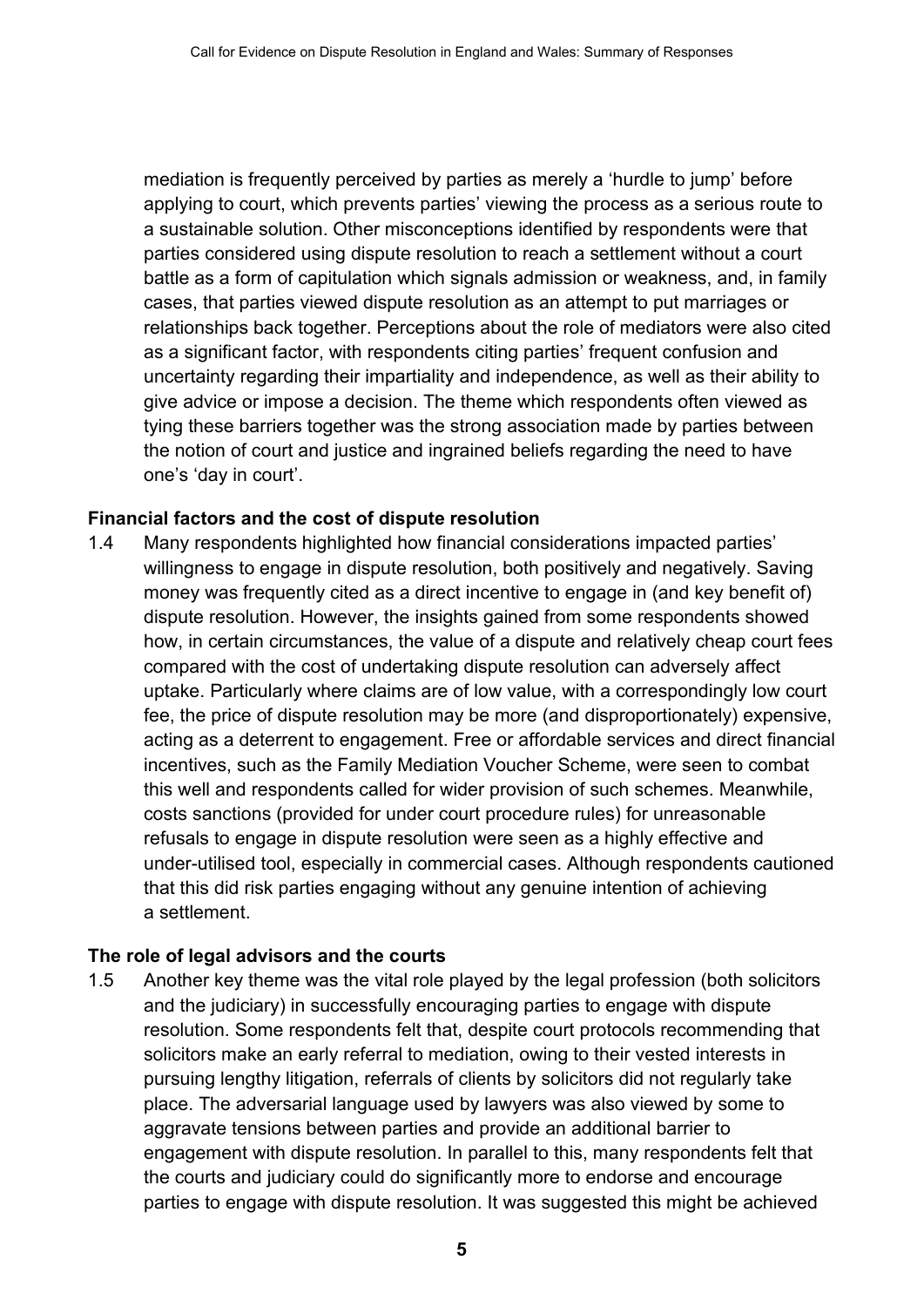mediation is frequently perceived by parties as merely a 'hurdle to jump' before applying to court, which prevents parties' viewing the process as a serious route to a sustainable solution. Other misconceptions identified by respondents were that parties considered using dispute resolution to reach a settlement without a court battle as a form of capitulation which signals admission or weakness, and, in family cases, that parties viewed dispute resolution as an attempt to put marriages or relationships back together. Perceptions about the role of mediators were also cited as a significant factor, with respondents citing parties' frequent confusion and uncertainty regarding their impartiality and independence, as well as their ability to give advice or impose a decision. The theme which respondents often viewed as tying these barriers together was the strong association made by parties between the notion of court and justice and ingrained beliefs regarding the need to have one's 'day in court'.

**Financial factors and the cost of dispute resolution**

1.4 Many respondents highlighted how financial considerations impacted parties' willingness to engage in dispute resolution, both positively and negatively. Saving money was frequently cited as a direct incentive to engage in (and key benefit of) dispute resolution. However, the insights gained from some respondents showed how, in certain circumstances, the value of a dispute and relatively cheap court fees compared with the cost of undertaking dispute resolution can adversely affect uptake. Particularly where claims are of low value, with a correspondingly low court fee, the price of dispute resolution may be more (and disproportionately) expensive, acting as a deterrent to engagement. Free or affordable services and direct financial incentives, such as the Family Mediation Voucher Scheme, were seen to combat this well and respondents called for wider provision of such schemes. Meanwhile, costs sanctions (provided for under court procedure rules) for unreasonable refusals to engage in dispute resolution were seen as a highly effective and under-utilised tool, especially in commercial cases. Although respondents cautioned that this did risk parties engaging without any genuine intention of achieving a settlement.

**The role of legal advisors and the courts**

1.5 Another key theme was the vital role played by the legal profession (both solicitors and the judiciary) in successfully encouraging parties to engage with dispute resolution. Some respondents felt that, despite court protocols recommending that solicitors make an early referral to mediation, owing to their vested interests in pursuing lengthy litigation, referrals of clients by solicitors did not regularly take place. The adversarial language used by lawyers was also viewed by some to aggravate tensions between parties and provide an additional barrier to engagement with dispute resolution. In parallel to this, many respondents felt that the courts and judiciary could do significantly more to endorse and encourage parties to engage with dispute resolution. It was suggested this might be achieved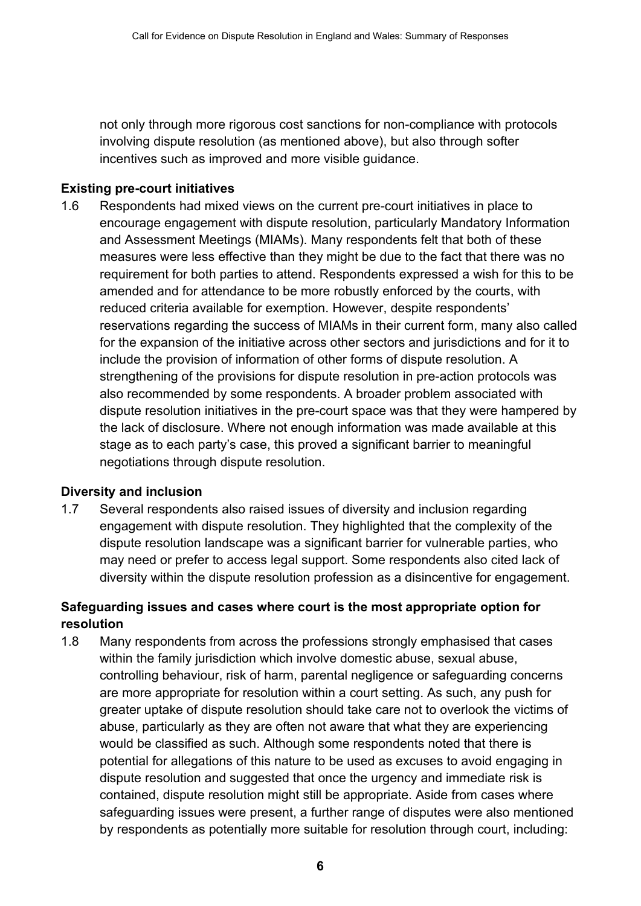not only through more rigorous cost sanctions for non-compliance with protocols involving dispute resolution (as mentioned above), but also through softer incentives such as improved and more visible guidance.

### Existing pre-court initiatives

1.6 Respondents had mixed views on the current pre-court initiatives in place to encourage engagement with dispute resolution, particularly Mandatory Information and Assessment Meetings (MIAMs). Many respondents felt that both of these measures were less effective than they might be due to the fact that there was no requirement for both parties to attend. Respondents expressed a wish for this to be amended and for attendance to be more robustly enforced by the courts, with reduced criteria available for exemption. However, despite respondents' reservations regarding the success of MIAMs in their current form, many also called for the expansion of the initiative across other sectors and jurisdictions and for it to include the provision of information of other forms of dispute resolution. A strengthening of the provisions for dispute resolution in pre-action protocols was also recommended by some respondents. A broader problem associated with dispute resolution initiatives in the pre-court space was that they were hampered by the lack of disclosure. Where not enough information was made available at this stage as to each party's case, this proved a significant barrier to meaningful negotiations through dispute resolution.

### Diversity and inclusion

1.7 Several respondents also raised issues of diversity and inclusion regarding engagement with dispute resolution. They highlighted that the complexity of the dispute resolution landscape was a significant barrier for vulnerable parties, who may need or prefer to access legal support. Some respondents also cited lack of diversity within the dispute resolution profession as a disincentive for engagement.

### Safeguarding issues and cases where court is the most appropriate option for resolution

1.8 Many respondents from across the professions strongly emphasised that cases within the family jurisdiction which involve domestic abuse, sexual abuse, controlling behaviour, risk of harm, parental negligence or safeguarding concerns are more appropriate for resolution within a court setting. As such, any push for greater uptake of dispute resolution should take care not to overlook the victims of abuse, particularly as they are often not aware that what they are experiencing would be classified as such. Although some respondents noted that there is potential for allegations of this nature to be used as excuses to avoid engaging in dispute resolution and suggested that once the urgency and immediate risk is contained, dispute resolution might still be appropriate. Aside from cases where safeguarding issues were present, a further range of disputes were also mentioned by respondents as potentially more suitable for resolution through court, including: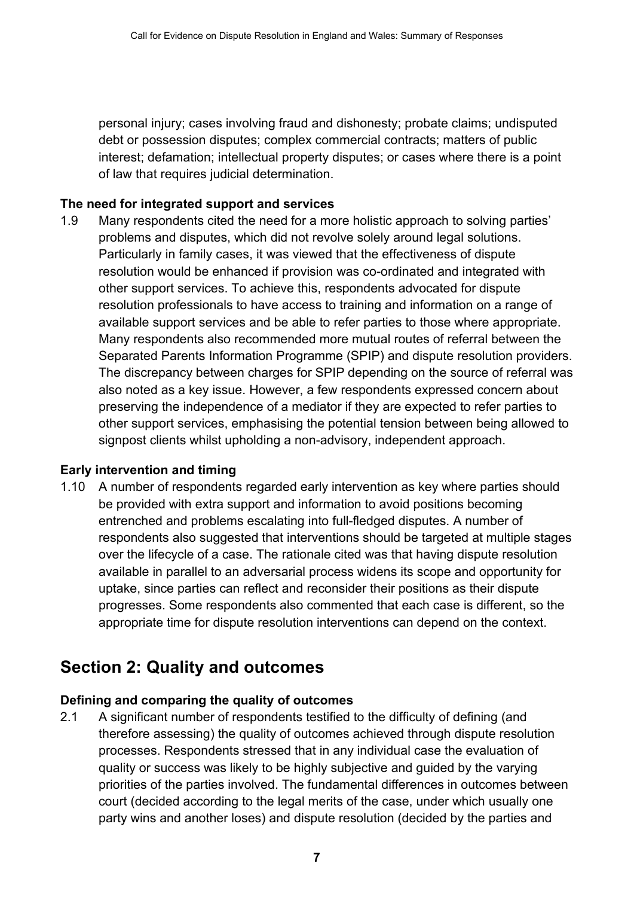personal injury; cases involving fraud and dishonesty; probate claims; undisputed debt or possession disputes; complex commercial contracts; matters of public interest; defamation; intellectual property disputes; or cases where there is a point of law that requires judicial determination.

### The need for integrated support and services

1.9 Many respondents cited the need for a more holistic approach to solving parties' problems and disputes, which did not revolve solely around legal solutions. Particularly in family cases, it was viewed that the effectiveness of dispute resolution would be enhanced if provision was co-ordinated and integrated with other support services. To achieve this, respondents advocated for dispute resolution professionals to have access to training and information on a range of available support services and be able to refer parties to those where appropriate. Many respondents also recommended more mutual routes of referral between the Separated Parents Information Programme (SPIP) and dispute resolution providers. The discrepancy between charges for SPIP depending on the source of referral was also noted as a key issue. However, a few respondents expressed concern about preserving the independence of a mediator if they are expected to refer parties to other support services, emphasising the potential tension between being allowed to signpost clients whilst upholding a non-advisory, independent approach.

### Early intervention and timing

1.10 A number of respondents regarded early intervention as key where parties should be provided with extra support and information to avoid positions becoming entrenched and problems escalating into full-fledged disputes. A number of respondents also suggested that interventions should be targeted at multiple stages over the lifecycle of a case. The rationale cited was that having dispute resolution available in parallel to an adversarial process widens its scope and opportunity for uptake, since parties can reflect and reconsider their positions as their dispute progresses. Some respondents also commented that each case is different, so the appropriate time for dispute resolution interventions can depend on the context.

## Section 2: Quality and outcomes

### Defining and comparing the quality of outcomes

2.1 A significant number of respondents testified to the difficulty of defining (and therefore assessing) the quality of outcomes achieved through dispute resolution processes. Respondents stressed that in any individual case the evaluation of quality or success was likely to be highly subjective and guided by the varying priorities of the parties involved. The fundamental differences in outcomes between court (decided according to the legal merits of the case, under which usually one party wins and another loses) and dispute resolution (decided by the parties and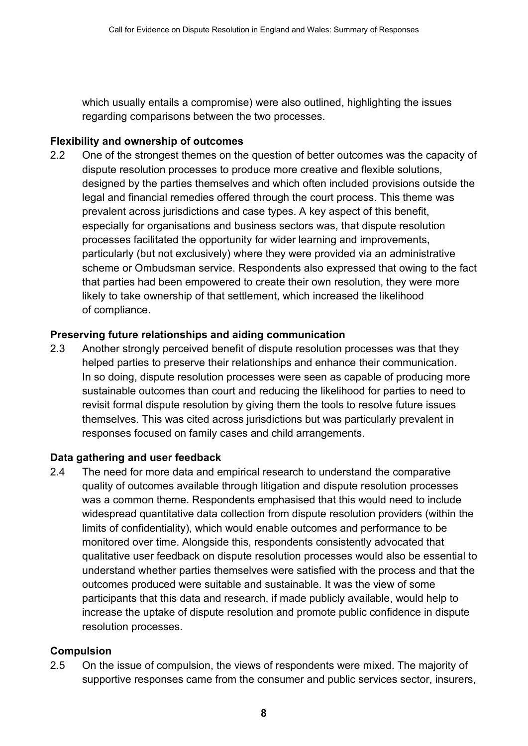which usually entails a compromise) were also outlined, highlighting the issues regarding comparisons between the two processes.

**Flexibility and ownership of outcomes**

2.2 One of the strongest themes on the question of better outcomes was the capacity of dispute resolution processes to produce more creative and flexible solutions, designed by the parties themselves and which often included provisions outside the legal and financial remedies offered through the court process. This theme was prevalent across jurisdictions and case types. A key aspect of this benefit, especially for organisations and business sectors was, that dispute resolution processes facilitated the opportunity for wider learning and improvements, particularly (but not exclusively) where they were provided via an administrative scheme or Ombudsman service. Respondents also expressed that owing to the fact that parties had been empowered to create their own resolution, they were more likely to take ownership of that settlement, which increased the likelihood of compliance.

**Preserving future relationships and aiding communication**

2.3 Another strongly perceived benefit of dispute resolution processes was that they helped parties to preserve their relationships and enhance their communication. In so doing, dispute resolution processes were seen as capable of producing more sustainable outcomes than court and reducing the likelihood for parties to need to revisit formal dispute resolution by giving them the tools to resolve future issues themselves. This was cited across jurisdictions but was particularly prevalent in responses focused on family cases and child arrangements.

**Data gathering and user feedback**

2.4 The need for more data and empirical research to understand the comparative quality of outcomes available through litigation and dispute resolution processes was a common theme. Respondents emphasised that this would need to include widespread quantitative data collection from dispute resolution providers (within the limits of confidentiality), which would enable outcomes and performance to be monitored over time. Alongside this, respondents consistently advocated that qualitative user feedback on dispute resolution processes would also be essential to understand whether parties themselves were satisfied with the process and that the outcomes produced were suitable and sustainable. It was the view of some participants that this data and research, if made publicly available, would help to increase the uptake of dispute resolution and promote public confidence in dispute resolution processes.

**Compulsion**

2.5 On the issue of compulsion, the views of respondents were mixed. The majority of supportive responses came from the consumer and public services sector, insurers,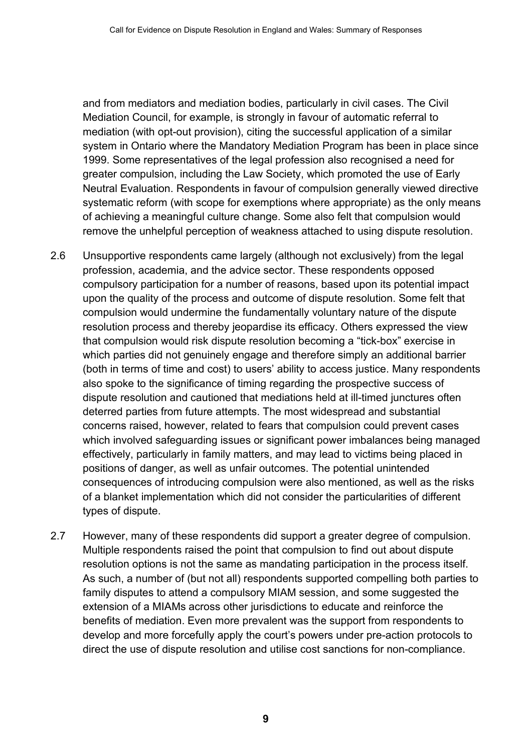and from mediators and mediation bodies, particularly in civil cases. The Civil Mediation Council, for example, is strongly in favour of automatic referral to mediation (with opt-out provision), citing the successful application of a similar system in Ontario where the Mandatory Mediation Program has been in place since 1999. Some representatives of the legal profession also recognised a need for greater compulsion, including the Law Society, which promoted the use of Early Neutral Evaluation. Respondents in favour of compulsion generally viewed directive systematic reform (with scope for exemptions where appropriate) as the only means of achieving a meaningful culture change. Some also felt that compulsion would remove the unhelpful perception of weakness attached to using dispute resolution.

2.6 Unsupportive respondents came largely (although not exclusively) from the legal profession, academia, and the advice sector. These respondents opposed compulsory participation for a number of reasons, based upon its potential impact upon the quality of the process and outcome of dispute resolution. Some felt that compulsion would undermine the fundamentally voluntary nature of the dispute resolution process and thereby jeopardise its efficacy. Others expressed the view that compulsion would risk dispute resolution becoming a "tick-box" exercise in which parties did not genuinely engage and therefore simply an additional barrier (both in terms of time and cost) to users' ability to access justice. Many respondents also spoke to the significance of timing regarding the prospective success of dispute resolution and cautioned that mediations held at ill-timed junctures often deterred parties from future attempts. The most widespread and substantial concerns raised, however, related to fears that compulsion could prevent cases which involved safeguarding issues or significant power imbalances being managed effectively, particularly in family matters, and may lead to victims being placed in positions of danger, as well as unfair outcomes. The potential unintended consequences of introducing compulsion were also mentioned, as well as the risks of a blanket implementation which did not consider the particularities of different types of dispute.

2.7 However, many of these respondents did support a greater degree of compulsion. Multiple respondents raised the point that compulsion to find out about dispute resolution options is not the same as mandating participation in the process itself. As such, a number of (but not all) respondents supported compelling both parties to family disputes to attend a compulsory MIAM session, and some suggested the extension of a MIAMs across other jurisdictions to educate and reinforce the benefits of mediation. Even more prevalent was the support from respondents to develop and more forcefully apply the court's powers under pre-action protocols to direct the use of dispute resolution and utilise cost sanctions for non-compliance.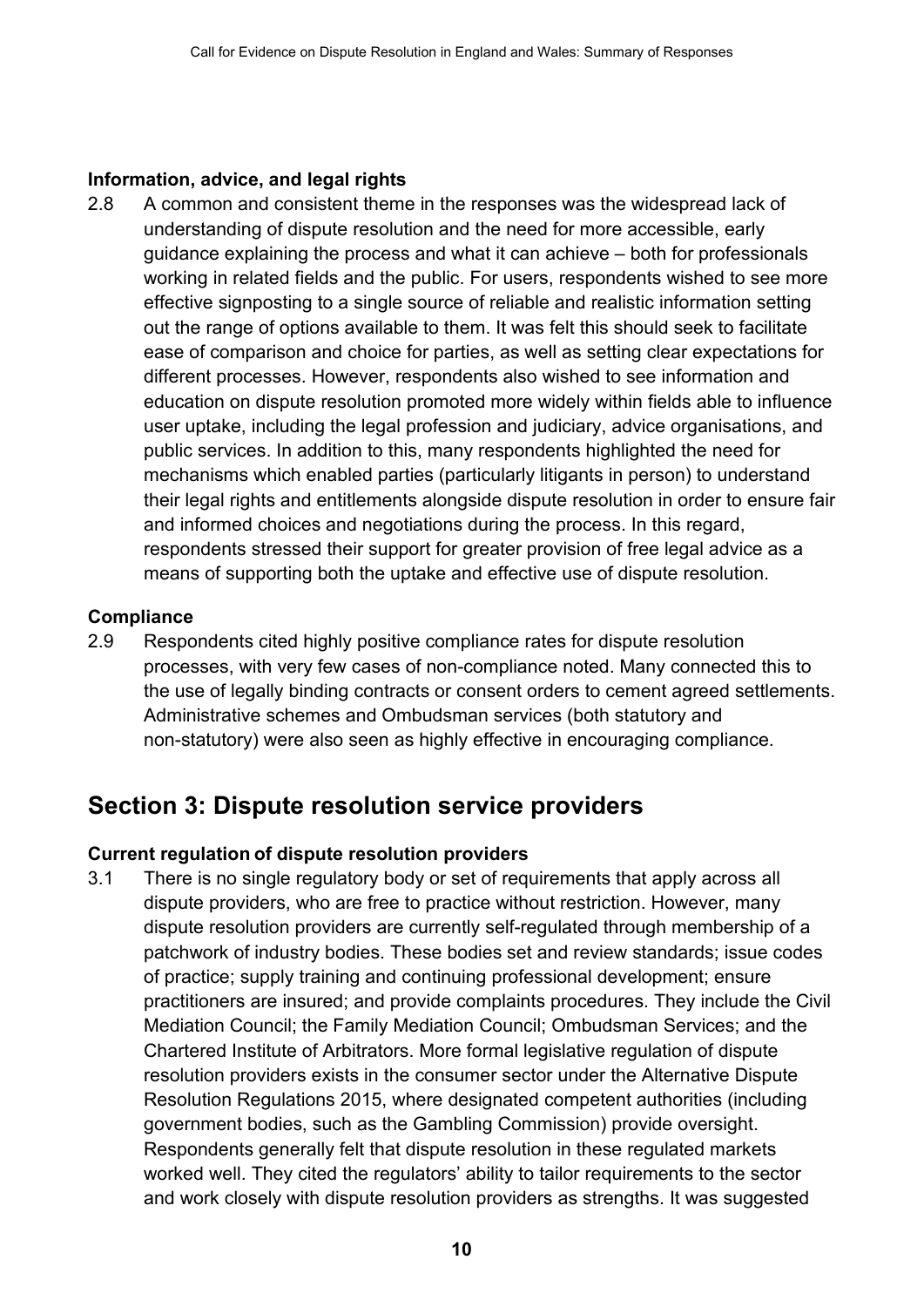**Information, advice, and legal rights**

2.8 A common and consistent theme in the responses was the widespread lack of understanding of dispute resolution and the need for more accessible, early guidance explaining the process and what it can achieve – both for professionals working in related fields and the public. For users, respondents wished to see more effective signposting to a single source of reliable and realistic information setting out the range of options available to them. It was felt this should seek to facilitate ease of comparison and choice for parties, as well as setting clear expectations for different processes. However, respondents also wished to see information and education on dispute resolution promoted more widely within fields able to influence user uptake, including the legal profession and judiciary, advice organisations, and public services. In addition to this, many respondents highlighted the need for mechanisms which enabled parties (particularly litigants in person) to understand their legal rights and entitlements alongside dispute resolution in order to ensure fair and informed choices and negotiations during the process. In this regard, respondents stressed their support for greater provision of free legal advice as a means of supporting both the uptake and effective use of dispute resolution.

**Compliance**

2.9 Respondents cited highly positive compliance rates for dispute resolution processes, with very few cases of non-compliance noted. Many connected this to the use of legally binding contracts or consent orders to cement agreed settlements. Administrative schemes and Ombudsman services (both statutory and non-statutory) were also seen as highly effective in encouraging compliance.

## Section 3: Dispute resolution service providers

**Current regulation of dispute resolution providers**

3.1 There is no single regulatory body or set of requirements that apply across all dispute providers, who are free to practice without restriction. However, many dispute resolution providers are currently self-regulated through membership of a patchwork of industry bodies. These bodies set and review standards; issue codes of practice; supply training and continuing professional development; ensure practitioners are insured; and provide complaints procedures. They include the Civil Mediation Council; the Family Mediation Council; Ombudsman Services; and the Chartered Institute of Arbitrators. More formal legislative regulation of dispute resolution providers exists in the consumer sector under the Alternative Dispute Resolution Regulations 2015, where designated competent authorities (including government bodies, such as the Gambling Commission) provide oversight. Respondents generally felt that dispute resolution in these regulated markets worked well. They cited the regulators' ability to tailor requirements to the sector and work closely with dispute resolution providers as strengths. It was suggested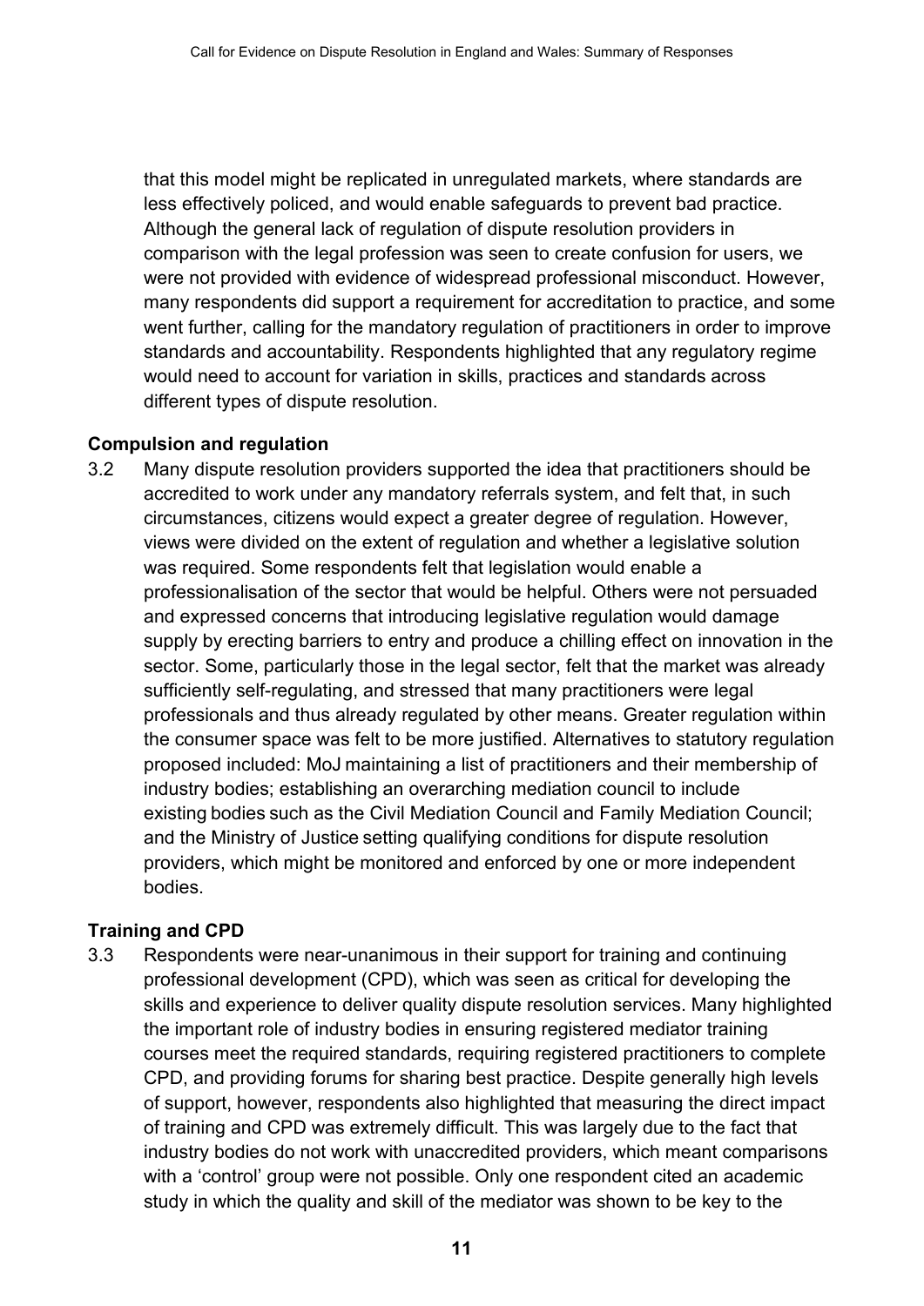that this model might be replicated in unregulated markets, where standards are less effectively policed, and would enable safeguards to prevent bad practice. Although the general lack of regulation of dispute resolution providers in comparison with the legal profession was seen to create confusion for users, we were not provided with evidence of widespread professional misconduct. However, many respondents did support a requirement for accreditation to practice, and some went further, calling for the mandatory regulation of practitioners in order to improve standards and accountability. Respondents highlighted that any regulatory regime would need to account for variation in skills, practices and standards across different types of dispute resolution.

**Compulsion and regulation**

3.2 Many dispute resolution providers supported the idea that practitioners should be accredited to work under any mandatory referrals system, and felt that, in such circumstances, citizens would expect a greater degree of regulation. However, views were divided on the extent of regulation and whether a legislative solution was required. Some respondents felt that legislation would enable a professionalisation of the sector that would be helpful. Others were not persuaded and expressed concerns that introducing legislative regulation would damage supply by erecting barriers to entry and produce a chilling effect on innovation in the sector. Some, particularly those in the legal sector, felt that the market was already sufficiently self-regulating, and stressed that many practitioners were legal professionals and thus already regulated by other means. Greater regulation within the consumer space was felt to be more justified. Alternatives to statutory regulation proposed included: MoJ maintaining a list of practitioners and their membership of industry bodies; establishing an overarching mediation council to include existing bodies such as the Civil Mediation Council and Family Mediation Council; and the Ministry of Justice setting qualifying conditions for dispute resolution providers, which might be monitored and enforced by one or more independent bodies.

**Training and CPD**

3.3 Respondents were near-unanimous in their support for training and continuing professional development (CPD), which was seen as critical for developing the skills and experience to deliver quality dispute resolution services. Many highlighted the important role of industry bodies in ensuring registered mediator training courses meet the required standards, requiring registered practitioners to complete CPD, and providing forums for sharing best practice. Despite generally high levels of support, however, respondents also highlighted that measuring the direct impact of training and CPD was extremely difficult. This was largely due to the fact that industry bodies do not work with unaccredited providers, which meant comparisons with a 'control' group were not possible. Only one respondent cited an academic study in which the quality and skill of the mediator was shown to be key to the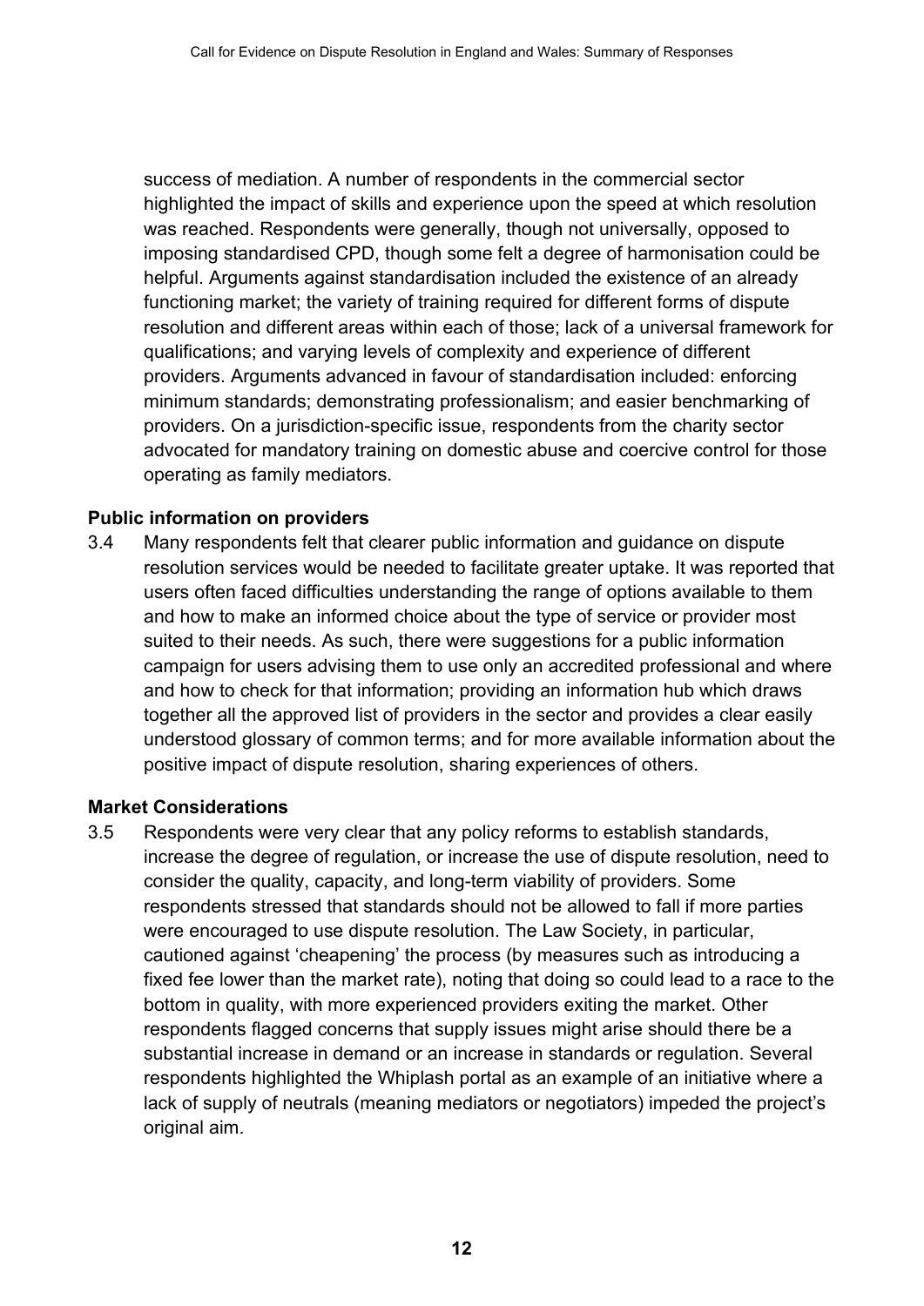success of mediation. A number of respondents in the commercial sector highlighted the impact of skills and experience upon the speed at which resolution was reached. Respondents were generally, though not universally, opposed to imposing standardised CPD, though some felt a degree of harmonisation could be helpful. Arguments against standardisation included the existence of an already functioning market; the variety of training required for different forms of dispute resolution and different areas within each of those; lack of a universal framework for qualifications; and varying levels of complexity and experience of different providers. Arguments advanced in favour of standardisation included: enforcing minimum standards; demonstrating professionalism; and easier benchmarking of providers. On a jurisdiction-specific issue, respondents from the charity sector advocated for mandatory training on domestic abuse and coercive control for those operating as family mediators.

**Public information on providers**

3.4 Many respondents felt that clearer public information and guidance on dispute resolution services would be needed to facilitate greater uptake. It was reported that users often faced difficulties understanding the range of options available to them and how to make an informed choice about the type of service or provider most suited to their needs. As such, there were suggestions for a public information campaign for users advising them to use only an accredited professional and where and how to check for that information; providing an information hub which draws together all the approved list of providers in the sector and provides a clear easily understood glossary of common terms; and for more available information about the positive impact of dispute resolution, sharing experiences of others.

**Market Considerations**

3.5 Respondents were very clear that any policy reforms to establish standards, increase the degree of regulation, or increase the use of dispute resolution, need to consider the quality, capacity, and long-term viability of providers. Some respondents stressed that standards should not be allowed to fall if more parties were encouraged to use dispute resolution. The Law Society, in particular, cautioned against 'cheapening' the process (by measures such as introducing a fixed fee lower than the market rate), noting that doing so could lead to a race to the bottom in quality, with more experienced providers exiting the market. Other respondents flagged concerns that supply issues might arise should there be a substantial increase in demand or an increase in standards or regulation. Several respondents highlighted the Whiplash portal as an example of an initiative where a lack of supply of neutrals (meaning mediators or negotiators) impeded the project's original aim.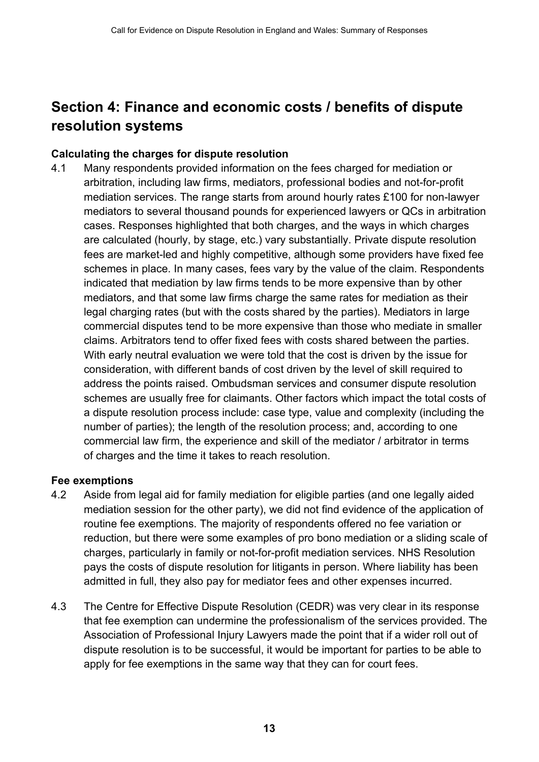## Section 4: Finance and economic costs / benefits of dispute resolution systems

### Calculating the charges for dispute resolution

4.1 Many respondents provided information on the fees charged for mediation or arbitration, including law firms, mediators, professional bodies and not-for-profit mediation services. The range starts from around hourly rates £100 for non-lawyer mediators to several thousand pounds for experienced lawyers or QCs in arbitration cases. Responses highlighted that both charges, and the ways in which charges are calculated (hourly, by stage, etc.) vary substantially. Private dispute resolution fees are market-led and highly competitive, although some providers have fixed fee schemes in place. In many cases, fees vary by the value of the claim. Respondents indicated that mediation by law firms tends to be more expensive than by other mediators, and that some law firms charge the same rates for mediation as their legal charging rates (but with the costs shared by the parties). Mediators in large commercial disputes tend to be more expensive than those who mediate in smaller claims. Arbitrators tend to offer fixed fees with costs shared between the parties. With early neutral evaluation we were told that the cost is driven by the issue for consideration, with different bands of cost driven by the level of skill required to address the points raised. Ombudsman services and consumer dispute resolution schemes are usually free for claimants. Other factors which impact the total costs of a dispute resolution process include: case type, value and complexity (including the number of parties); the length of the resolution process; and, according to one commercial law firm, the experience and skill of the mediator / arbitrator in terms of charges and the time it takes to reach resolution.

### Fee exemptions

4.2 Aside from legal aid for family mediation for eligible parties (and one legally aided mediation session for the other party), we did not find evidence of the application of routine fee exemptions. The majority of respondents offered no fee variation or reduction, but there were some examples of pro bono mediation or a sliding scale of charges, particularly in family or not-for-profit mediation services. NHS Resolution pays the costs of dispute resolution for litigants in person. Where liability has been admitted in full, they also pay for mediator fees and other expenses incurred.

4.3 The Centre for Effective Dispute Resolution (CEDR) was very clear in its response that fee exemption can undermine the professionalism of the services provided. The Association of Professional Injury Lawyers made the point that if a wider roll out of dispute resolution is to be successful, it would be important for parties to be able to apply for fee exemptions in the same way that they can for court fees.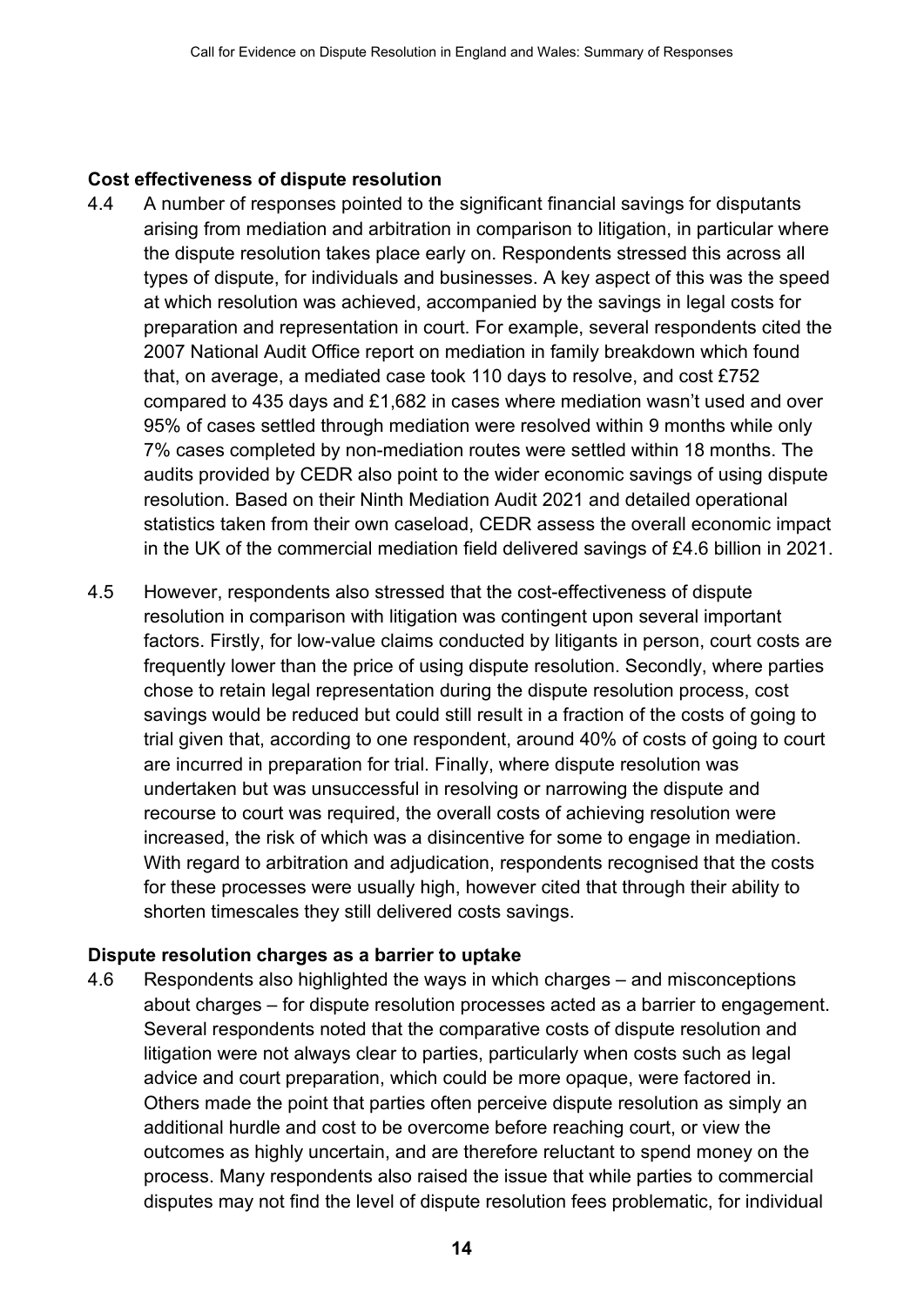**Cost effectiveness of dispute resolution**

4.4 A number of responses pointed to the significant financial savings for disputants arising from mediation and arbitration in comparison to litigation, in particular where the dispute resolution takes place early on. Respondents stressed this across all types of dispute, for individuals and businesses. A key aspect of this was the speed at which resolution was achieved, accompanied by the savings in legal costs for preparation and representation in court. For example, several respondents cited the 2007 National Audit Office report on mediation in family breakdown which found that, on average, a mediated case took 110 days to resolve, and cost £752 compared to 435 days and £1,682 in cases where mediation wasn't used and over 95% of cases settled through mediation were resolved within 9 months while only 7% cases completed by non-mediation routes were settled within 18 months. The audits provided by CEDR also point to the wider economic savings of using dispute resolution. Based on their Ninth Mediation Audit 2021 and detailed operational statistics taken from their own caseload, CEDR assess the overall economic impact in the UK of the commercial mediation field delivered savings of £4.6 billion in 2021.

4.5 However, respondents also stressed that the cost-effectiveness of dispute resolution in comparison with litigation was contingent upon several important factors. Firstly, for low-value claims conducted by litigants in person, court costs are frequently lower than the price of using dispute resolution. Secondly, where parties chose to retain legal representation during the dispute resolution process, cost savings would be reduced but could still result in a fraction of the costs of going to trial given that, according to one respondent, around 40% of costs of going to court are incurred in preparation for trial. Finally, where dispute resolution was undertaken but was unsuccessful in resolving or narrowing the dispute and recourse to court was required, the overall costs of achieving resolution were increased, the risk of which was a disincentive for some to engage in mediation. With regard to arbitration and adjudication, respondents recognised that the costs for these processes were usually high, however cited that through their ability to shorten timescales they still delivered costs savings.

**Dispute resolution charges as a barrier to uptake**

4.6 Respondents also highlighted the ways in which charges – and misconceptions about charges – for dispute resolution processes acted as a barrier to engagement. Several respondents noted that the comparative costs of dispute resolution and litigation were not always clear to parties, particularly when costs such as legal advice and court preparation, which could be more opaque, were factored in. Others made the point that parties often perceive dispute resolution as simply an additional hurdle and cost to be overcome before reaching court, or view the outcomes as highly uncertain, and are therefore reluctant to spend money on the process. Many respondents also raised the issue that while parties to commercial disputes may not find the level of dispute resolution fees problematic, for individual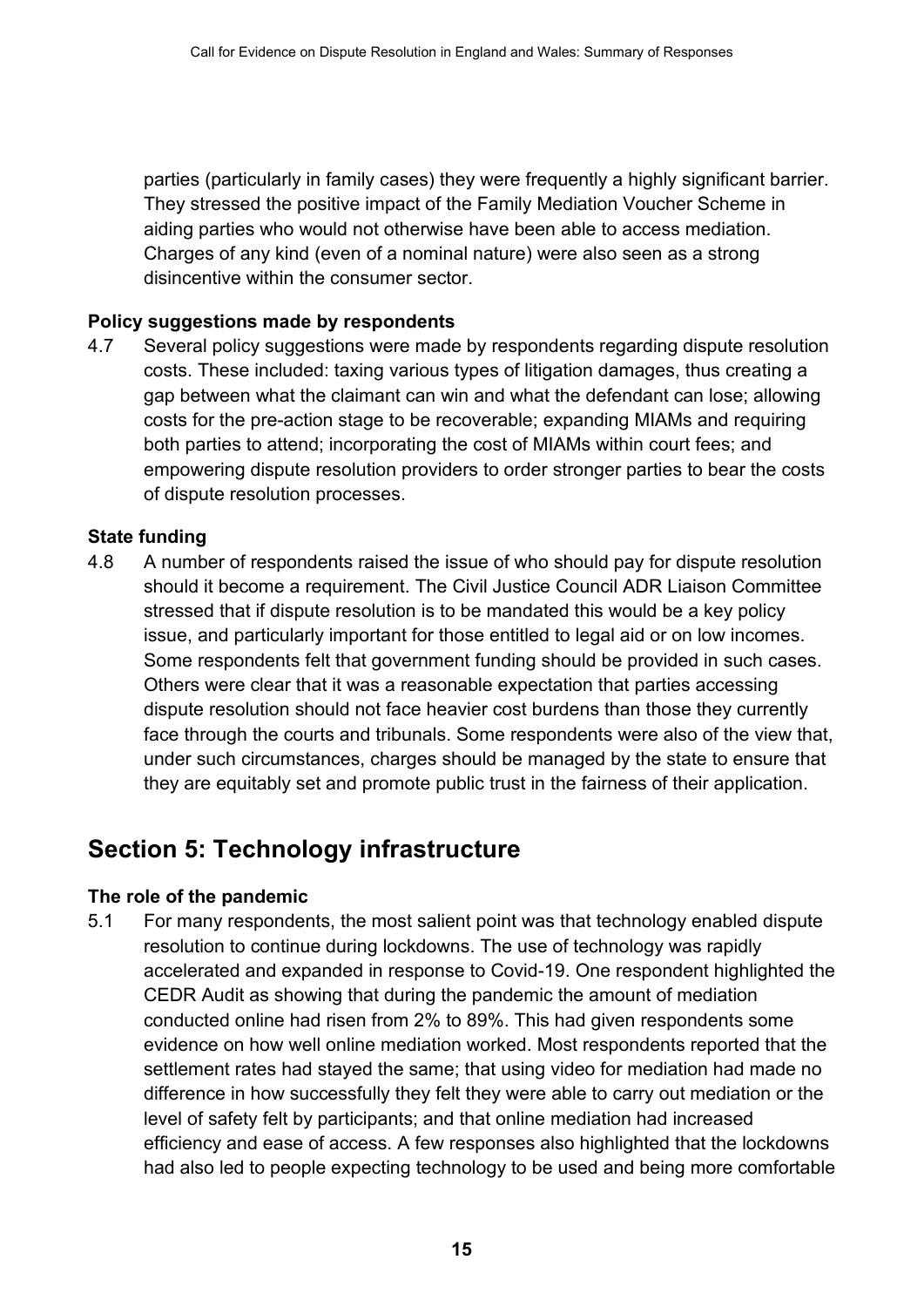parties (particularly in family cases) they were frequently a highly significant barrier. They stressed the positive impact of the Family Mediation Voucher Scheme in aiding parties who would not otherwise have been able to access mediation. Charges of any kind (even of a nominal nature) were also seen as a strong disincentive within the consumer sector.

**Policy suggestions made by respondents**

4.7 Several policy suggestions were made by respondents regarding dispute resolution costs. These included: taxing various types of litigation damages, thus creating a gap between what the claimant can win and what the defendant can lose; allowing costs for the pre-action stage to be recoverable; expanding MIAMs and requiring both parties to attend; incorporating the cost of MIAMs within court fees; and empowering dispute resolution providers to order stronger parties to bear the costs of dispute resolution processes.

**State funding**

4.8 A number of respondents raised the issue of who should pay for dispute resolution should it become a requirement. The Civil Justice Council ADR Liaison Committee stressed that if dispute resolution is to be mandated this would be a key policy issue, and particularly important for those entitled to legal aid or on low incomes. Some respondents felt that government funding should be provided in such cases. Others were clear that it was a reasonable expectation that parties accessing dispute resolution should not face heavier cost burdens than those they currently face through the courts and tribunals. Some respondents were also of the view that, under such circumstances, charges should be managed by the state to ensure that they are equitably set and promote public trust in the fairness of their application.

## Section 5: Technology infrastructure

**The role of the pandemic**

5.1 For many respondents, the most salient point was that technology enabled dispute resolution to continue during lockdowns. The use of technology was rapidly accelerated and expanded in response to Covid-19. One respondent highlighted the CEDR Audit as showing that during the pandemic the amount of mediation conducted online had risen from 2% to 89%. This had given respondents some evidence on how well online mediation worked. Most respondents reported that the settlement rates had stayed the same; that using video for mediation had made no difference in how successfully they felt they were able to carry out mediation or the level of safety felt by participants; and that online mediation had increased efficiency and ease of access. A few responses also highlighted that the lockdowns had also led to people expecting technology to be used and being more comfortable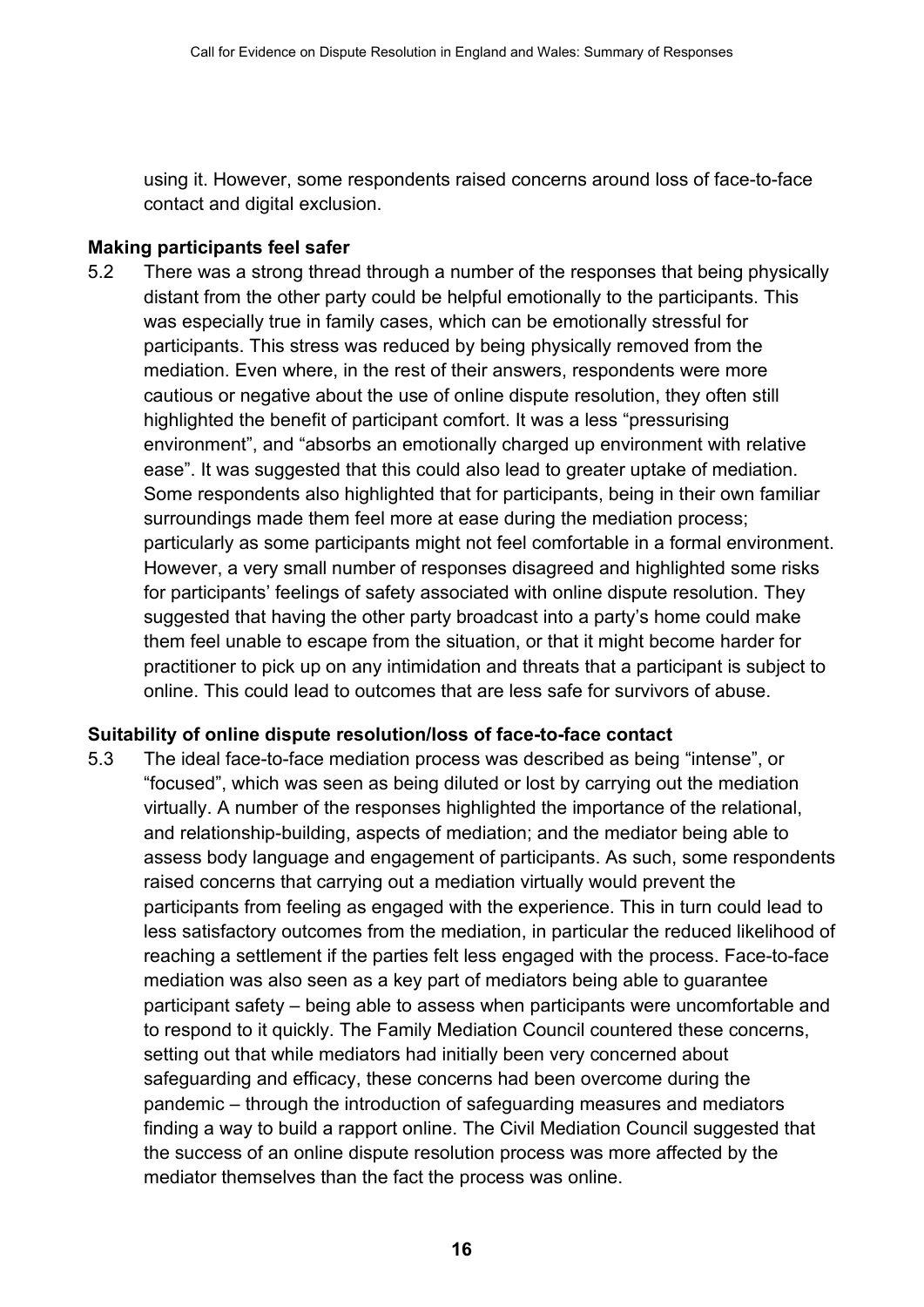using it. However, some respondents raised concerns around loss of face-to-face contact and digital exclusion.

**Making participants feel safer**

5.2 There was a strong thread through a number of the responses that being physically distant from the other party could be helpful emotionally to the participants. This was especially true in family cases, which can be emotionally stressful for participants. This stress was reduced by being physically removed from the mediation. Even where, in the rest of their answers, respondents were more cautious or negative about the use of online dispute resolution, they often still highlighted the benefit of participant comfort. It was a less "pressurising environment", and "absorbs an emotionally charged up environment with relative ease". It was suggested that this could also lead to greater uptake of mediation. Some respondents also highlighted that for participants, being in their own familiar surroundings made them feel more at ease during the mediation process; particularly as some participants might not feel comfortable in a formal environment. However, a very small number of responses disagreed and highlighted some risks for participants' feelings of safety associated with online dispute resolution. They suggested that having the other party broadcast into a party's home could make them feel unable to escape from the situation, or that it might become harder for practitioner to pick up on any intimidation and threats that a participant is subject to online. This could lead to outcomes that are less safe for survivors of abuse.

**Suitability of online dispute resolution/loss of face-to-face contact**

5.3 The ideal face-to-face mediation process was described as being "intense", or "focused", which was seen as being diluted or lost by carrying out the mediation virtually. A number of the responses highlighted the importance of the relational, and relationship-building, aspects of mediation; and the mediator being able to assess body language and engagement of participants. As such, some respondents raised concerns that carrying out a mediation virtually would prevent the participants from feeling as engaged with the experience. This in turn could lead to less satisfactory outcomes from the mediation, in particular the reduced likelihood of reaching a settlement if the parties felt less engaged with the process. Face-to-face mediation was also seen as a key part of mediators being able to guarantee participant safety – being able to assess when participants were uncomfortable and to respond to it quickly. The Family Mediation Council countered these concerns, setting out that while mediators had initially been very concerned about safeguarding and efficacy, these concerns had been overcome during the pandemic – through the introduction of safeguarding measures and mediators finding a way to build a rapport online. The Civil Mediation Council suggested that the success of an online dispute resolution process was more affected by the mediator themselves than the fact the process was online.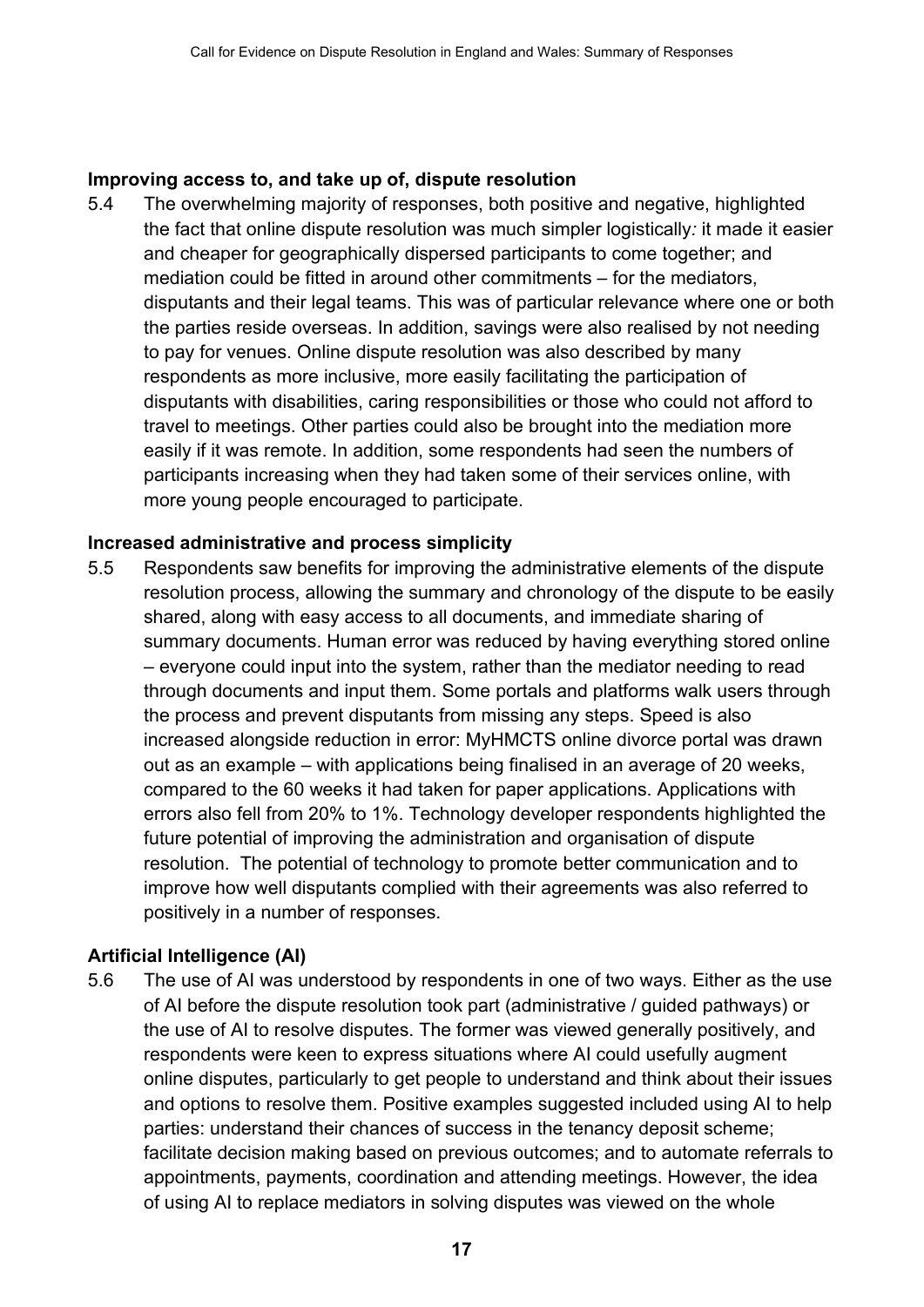**Improving access to, and take up of, dispute resolution**

5.4 The overwhelming majority of responses, both positive and negative, highlighted the fact that online dispute resolution was much simpler logistically*:* it made it easier and cheaper for geographically dispersed participants to come together; and mediation could be fitted in around other commitments – for the mediators, disputants and their legal teams. This was of particular relevance where one or both the parties reside overseas. In addition, savings were also realised by not needing to pay for venues. Online dispute resolution was also described by many respondents as more inclusive, more easily facilitating the participation of disputants with disabilities, caring responsibilities or those who could not afford to travel to meetings. Other parties could also be brought into the mediation more easily if it was remote. In addition, some respondents had seen the numbers of participants increasing when they had taken some of their services online, with more young people encouraged to participate.

**Increased administrative and process simplicity**

5.5 Respondents saw benefits for improving the administrative elements of the dispute resolution process, allowing the summary and chronology of the dispute to be easily shared, along with easy access to all documents, and immediate sharing of summary documents. Human error was reduced by having everything stored online – everyone could input into the system, rather than the mediator needing to read through documents and input them. Some portals and platforms walk users through the process and prevent disputants from missing any steps. Speed is also increased alongside reduction in error: MyHMCTS online divorce portal was drawn out as an example – with applications being finalised in an average of 20 weeks, compared to the 60 weeks it had taken for paper applications. Applications with errors also fell from 20% to 1%. Technology developer respondents highlighted the future potential of improving the administration and organisation of dispute resolution. The potential of technology to promote better communication and to improve how well disputants complied with their agreements was also referred to positively in a number of responses.

**Artificial Intelligence (AI)**

5.6 The use of AI was understood by respondents in one of two ways. Either as the use of AI before the dispute resolution took part (administrative / guided pathways) or the use of AI to resolve disputes. The former was viewed generally positively, and respondents were keen to express situations where AI could usefully augment online disputes, particularly to get people to understand and think about their issues and options to resolve them. Positive examples suggested included using AI to help parties: understand their chances of success in the tenancy deposit scheme; facilitate decision making based on previous outcomes; and to automate referrals to appointments, payments, coordination and attending meetings. However, the idea of using AI to replace mediators in solving disputes was viewed on the whole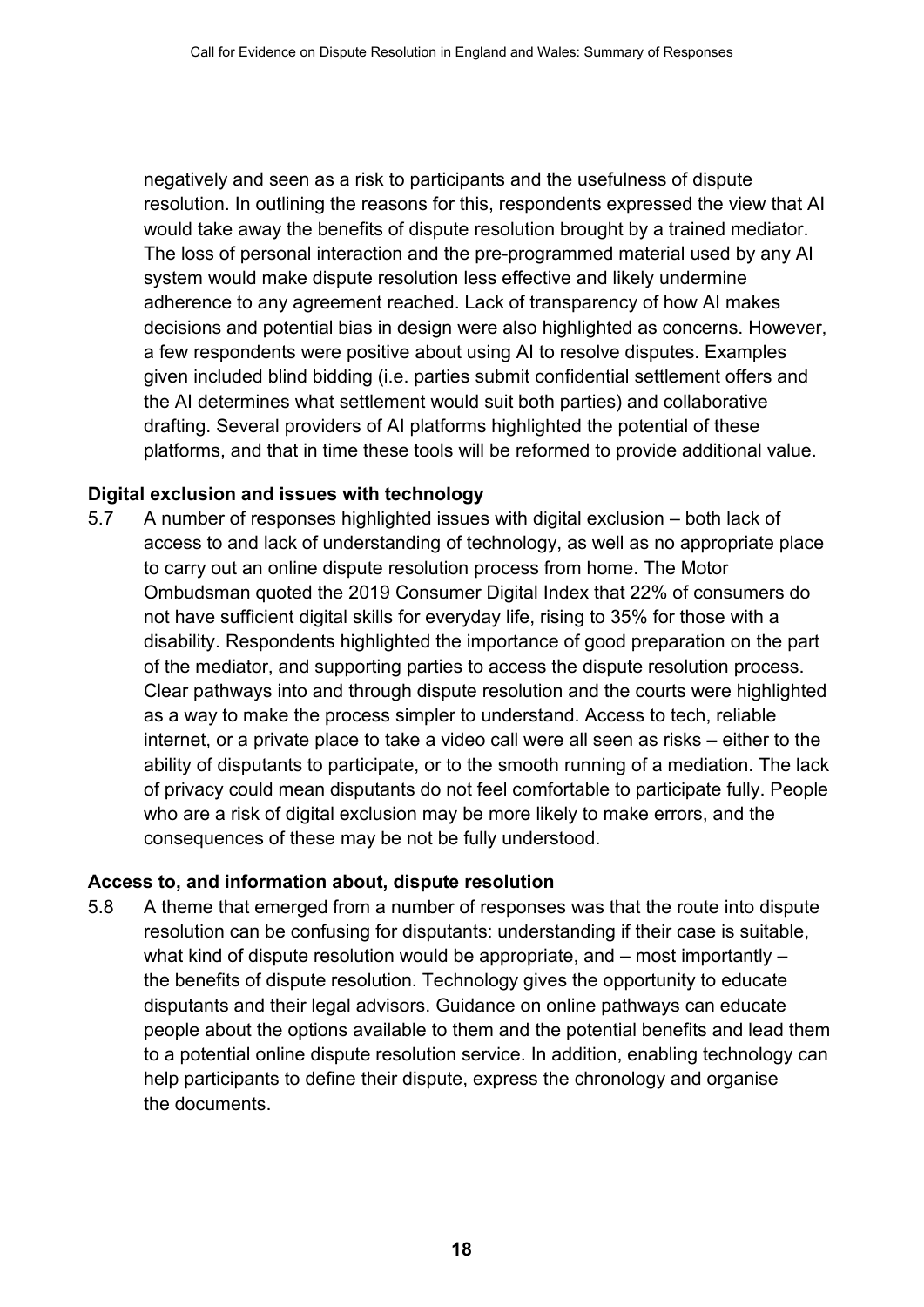negatively and seen as a risk to participants and the usefulness of dispute resolution. In outlining the reasons for this, respondents expressed the view that AI would take away the benefits of dispute resolution brought by a trained mediator. The loss of personal interaction and the pre-programmed material used by any AI system would make dispute resolution less effective and likely undermine adherence to any agreement reached. Lack of transparency of how AI makes decisions and potential bias in design were also highlighted as concerns. However, a few respondents were positive about using AI to resolve disputes. Examples given included blind bidding (i.e. parties submit confidential settlement offers and the AI determines what settlement would suit both parties) and collaborative drafting. Several providers of AI platforms highlighted the potential of these platforms, and that in time these tools will be reformed to provide additional value.

**Digital exclusion and issues with technology**

5.7 A number of responses highlighted issues with digital exclusion – both lack of access to and lack of understanding of technology, as well as no appropriate place to carry out an online dispute resolution process from home. The Motor Ombudsman quoted the 2019 Consumer Digital Index that 22% of consumers do not have sufficient digital skills for everyday life, rising to 35% for those with a disability. Respondents highlighted the importance of good preparation on the part of the mediator, and supporting parties to access the dispute resolution process. Clear pathways into and through dispute resolution and the courts were highlighted as a way to make the process simpler to understand. Access to tech, reliable internet, or a private place to take a video call were all seen as risks – either to the ability of disputants to participate, or to the smooth running of a mediation. The lack of privacy could mean disputants do not feel comfortable to participate fully. People who are a risk of digital exclusion may be more likely to make errors, and the consequences of these may be not be fully understood.

**Access to, and information about, dispute resolution**

5.8 A theme that emerged from a number of responses was that the route into dispute resolution can be confusing for disputants: understanding if their case is suitable, what kind of dispute resolution would be appropriate, and – most importantly – the benefits of dispute resolution. Technology gives the opportunity to educate disputants and their legal advisors. Guidance on online pathways can educate people about the options available to them and the potential benefits and lead them to a potential online dispute resolution service. In addition, enabling technology can help participants to define their dispute, express the chronology and organise the documents.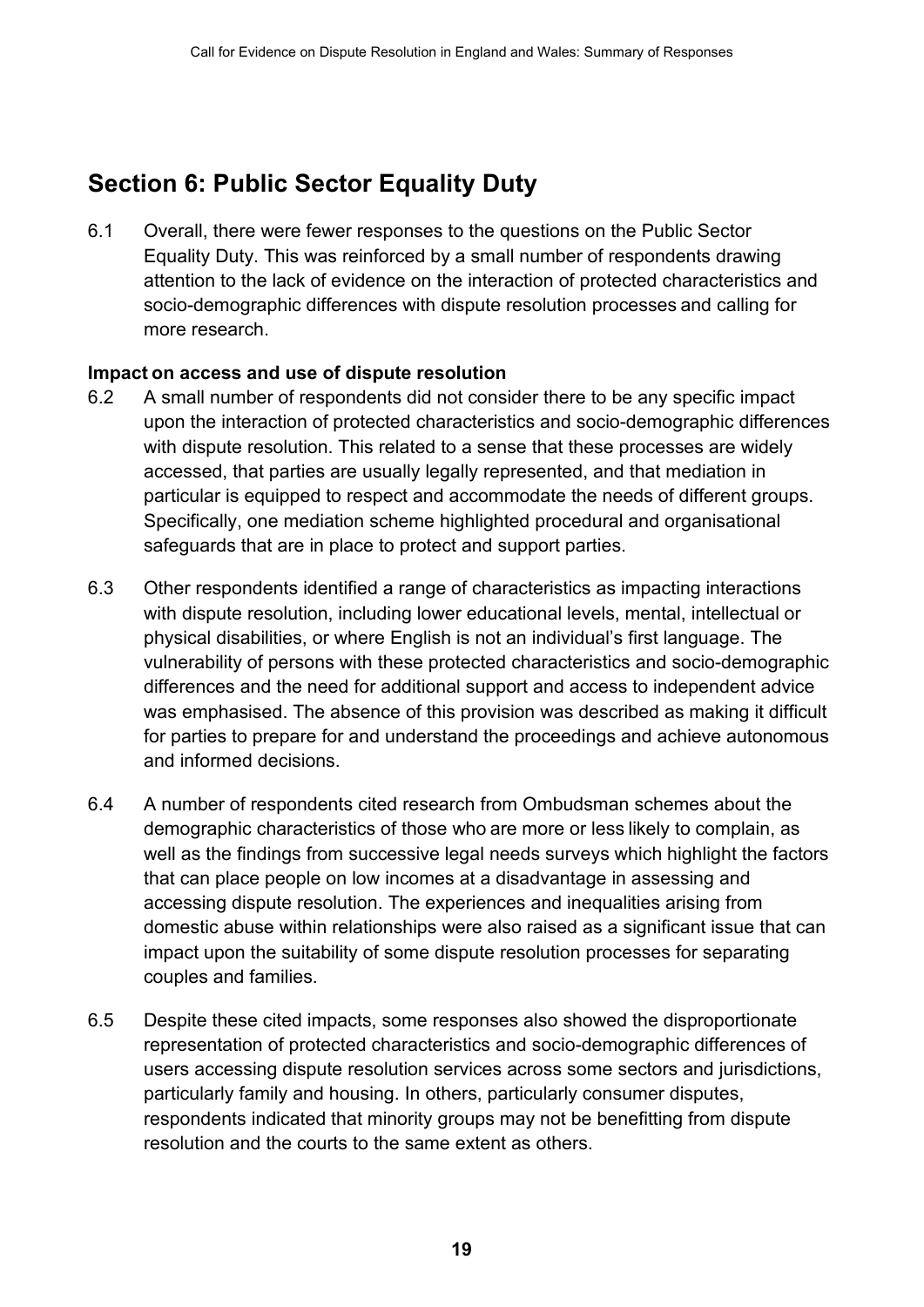## Section 6: Public Sector Equality Duty

6.1 Overall, there were fewer responses to the questions on the Public Sector Equality Duty. This was reinforced by a small number of respondents drawing attention to the lack of evidence on the interaction of protected characteristics and socio-demographic differences with dispute resolution processes and calling for more research.

**Impact on access and use of dispute resolution**

6.2 A small number of respondents did not consider there to be any specific impact upon the interaction of protected characteristics and socio-demographic differences with dispute resolution. This related to a sense that these processes are widely accessed, that parties are usually legally represented, and that mediation in particular is equipped to respect and accommodate the needs of different groups. Specifically, one mediation scheme highlighted procedural and organisational safeguards that are in place to protect and support parties.

6.3 Other respondents identified a range of characteristics as impacting interactions with dispute resolution, including lower educational levels, mental, intellectual or physical disabilities, or where English is not an individual's first language. The vulnerability of persons with these protected characteristics and socio-demographic differences and the need for additional support and access to independent advice was emphasised. The absence of this provision was described as making it difficult for parties to prepare for and understand the proceedings and achieve autonomous and informed decisions.

6.4 A number of respondents cited research from Ombudsman schemes about the demographic characteristics of those who are more or less likely to complain, as well as the findings from successive legal needs surveys which highlight the factors that can place people on low incomes at a disadvantage in assessing and accessing dispute resolution. The experiences and inequalities arising from domestic abuse within relationships were also raised as a significant issue that can impact upon the suitability of some dispute resolution processes for separating couples and families.

6.5 Despite these cited impacts, some responses also showed the disproportionate representation of protected characteristics and socio-demographic differences of users accessing dispute resolution services across some sectors and jurisdictions, particularly family and housing. In others, particularly consumer disputes, respondents indicated that minority groups may not be benefitting from dispute resolution and the courts to the same extent as others.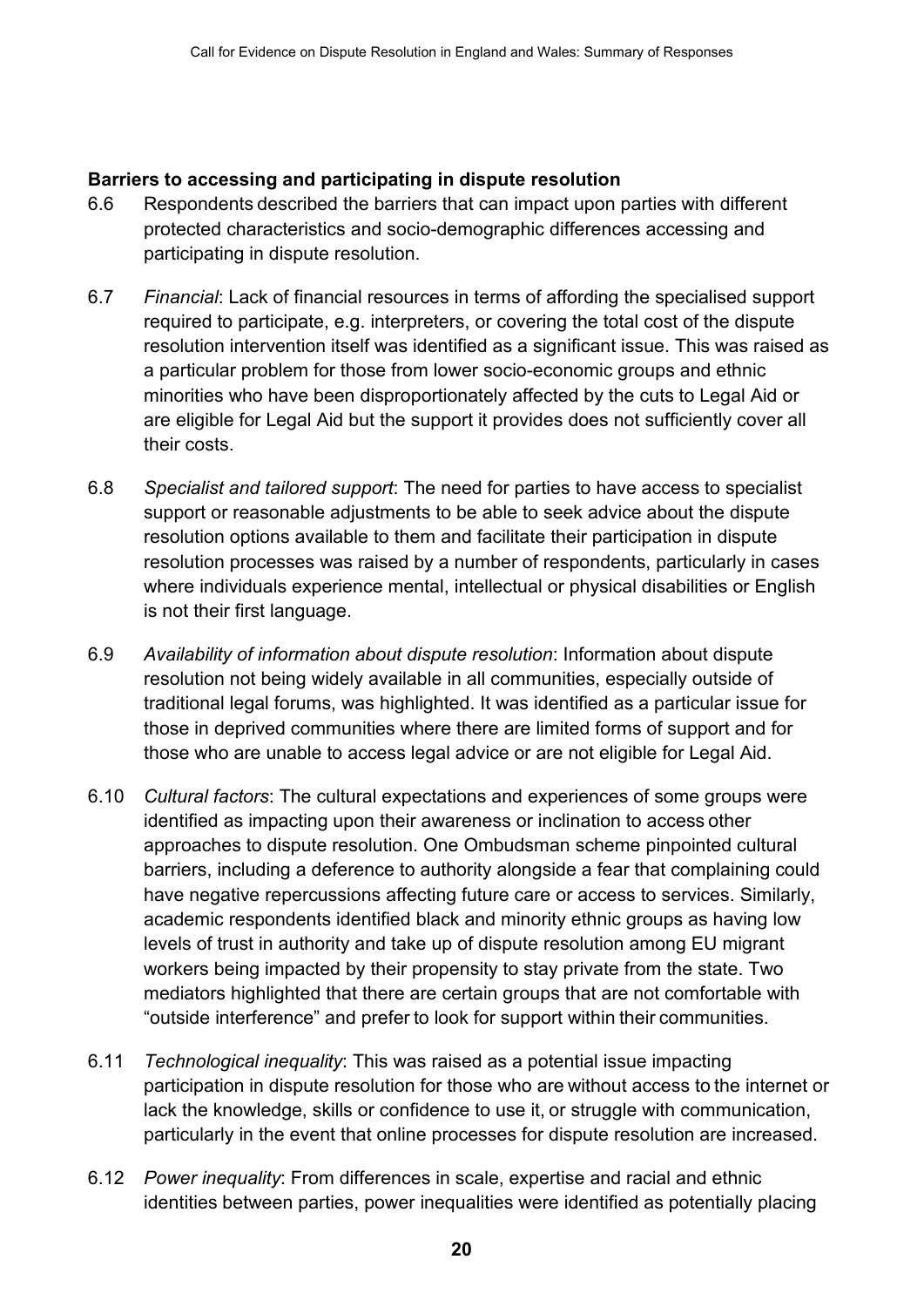**Barriers to accessing and participating in dispute resolution**

6.6 Respondents described the barriers that can impact upon parties with different protected characteristics and socio-demographic differences accessing and participating in dispute resolution.

6.7 *Financial*: Lack of financial resources in terms of affording the specialised support required to participate, e.g. interpreters, or covering the total cost of the dispute resolution intervention itself was identified as a significant issue. This was raised as a particular problem for those from lower socio-economic groups and ethnic minorities who have been disproportionately affected by the cuts to Legal Aid or are eligible for Legal Aid but the support it provides does not sufficiently cover all their costs.

6.8 *Specialist and tailored support*: The need for parties to have access to specialist support or reasonable adjustments to be able to seek advice about the dispute resolution options available to them and facilitate their participation in dispute resolution processes was raised by a number of respondents, particularly in cases where individuals experience mental, intellectual or physical disabilities or English is not their first language.

6.9 *Availability of information about dispute resolution*: Information about dispute resolution not being widely available in all communities, especially outside of traditional legal forums, was highlighted. It was identified as a particular issue for those in deprived communities where there are limited forms of support and for those who are unable to access legal advice or are not eligible for Legal Aid.

6.10 *Cultural factors*: The cultural expectations and experiences of some groups were identified as impacting upon their awareness or inclination to access other approaches to dispute resolution. One Ombudsman scheme pinpointed cultural barriers, including a deference to authority alongside a fear that complaining could have negative repercussions affecting future care or access to services. Similarly, academic respondents identified black and minority ethnic groups as having low levels of trust in authority and take up of dispute resolution among EU migrant workers being impacted by their propensity to stay private from the state. Two mediators highlighted that there are certain groups that are not comfortable with "outside interference" and prefer to look for support within their communities.

6.11 *Technological inequality*: This was raised as a potential issue impacting participation in dispute resolution for those who are without access to the internet or lack the knowledge, skills or confidence to use it, or struggle with communication, particularly in the event that online processes for dispute resolution are increased.

6.12 *Power inequality*: From differences in scale, expertise and racial and ethnic identities between parties, power inequalities were identified as potentially placing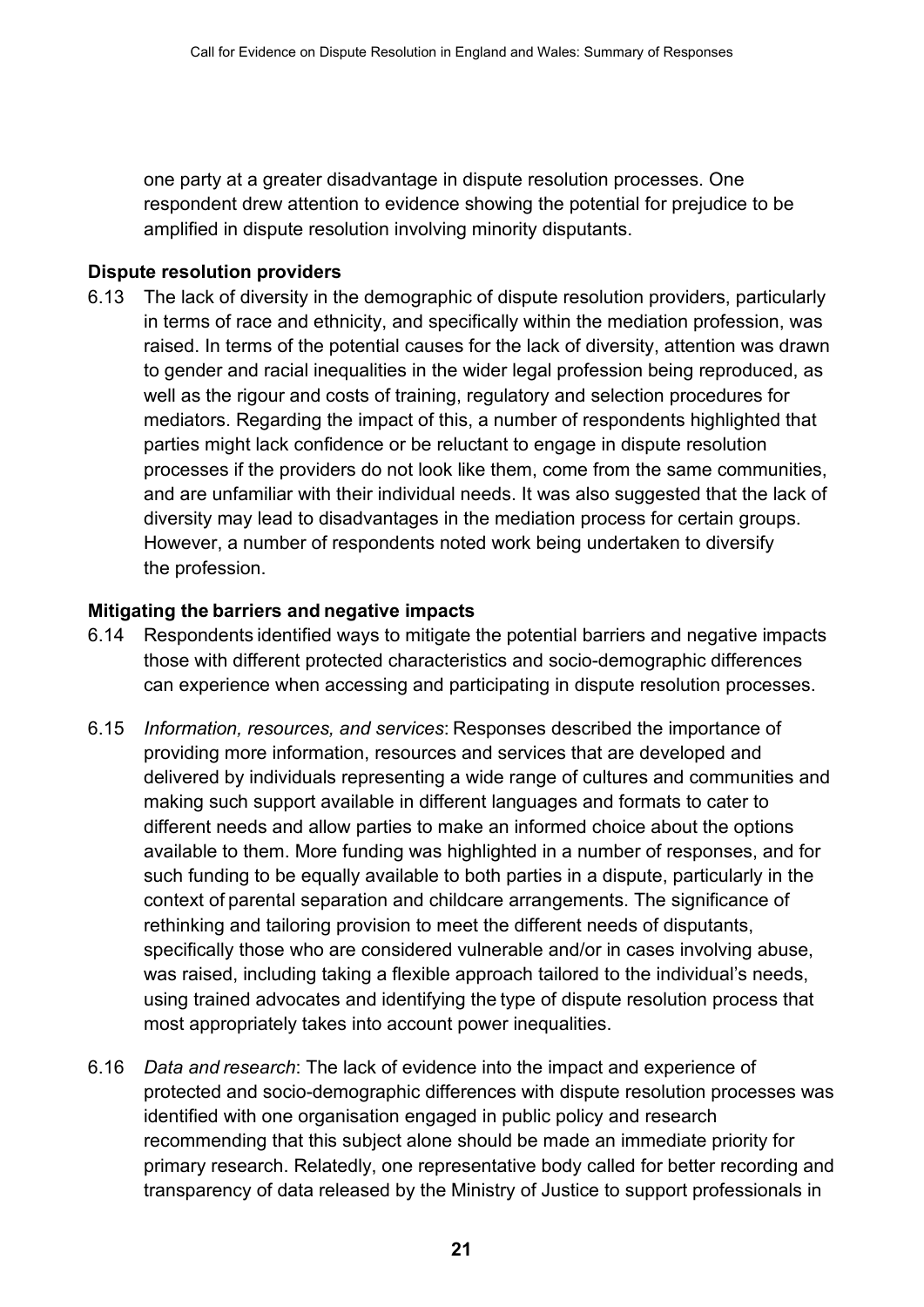one party at a greater disadvantage in dispute resolution processes. One respondent drew attention to evidence showing the potential for prejudice to be amplified in dispute resolution involving minority disputants.

**Dispute resolution providers**

6.13 The lack of diversity in the demographic of dispute resolution providers, particularly in terms of race and ethnicity, and specifically within the mediation profession, was raised. In terms of the potential causes for the lack of diversity, attention was drawn to gender and racial inequalities in the wider legal profession being reproduced, as well as the rigour and costs of training, regulatory and selection procedures for mediators. Regarding the impact of this, a number of respondents highlighted that parties might lack confidence or be reluctant to engage in dispute resolution processes if the providers do not look like them, come from the same communities, and are unfamiliar with their individual needs. It was also suggested that the lack of diversity may lead to disadvantages in the mediation process for certain groups. However, a number of respondents noted work being undertaken to diversify the profession.

**Mitigating the barriers and negative impacts**

6.14 Respondents identified ways to mitigate the potential barriers and negative impacts those with different protected characteristics and socio-demographic differences can experience when accessing and participating in dispute resolution processes.

6.15 *Information, resources, and services*: Responses described the importance of providing more information, resources and services that are developed and delivered by individuals representing a wide range of cultures and communities and making such support available in different languages and formats to cater to different needs and allow parties to make an informed choice about the options available to them. More funding was highlighted in a number of responses, and for such funding to be equally available to both parties in a dispute, particularly in the context of parental separation and childcare arrangements. The significance of rethinking and tailoring provision to meet the different needs of disputants, specifically those who are considered vulnerable and/or in cases involving abuse, was raised, including taking a flexible approach tailored to the individual's needs, using trained advocates and identifying the type of dispute resolution process that most appropriately takes into account power inequalities.

6.16 *Data and research*: The lack of evidence into the impact and experience of protected and socio-demographic differences with dispute resolution processes was identified with one organisation engaged in public policy and research recommending that this subject alone should be made an immediate priority for primary research. Relatedly, one representative body called for better recording and transparency of data released by the Ministry of Justice to support professionals in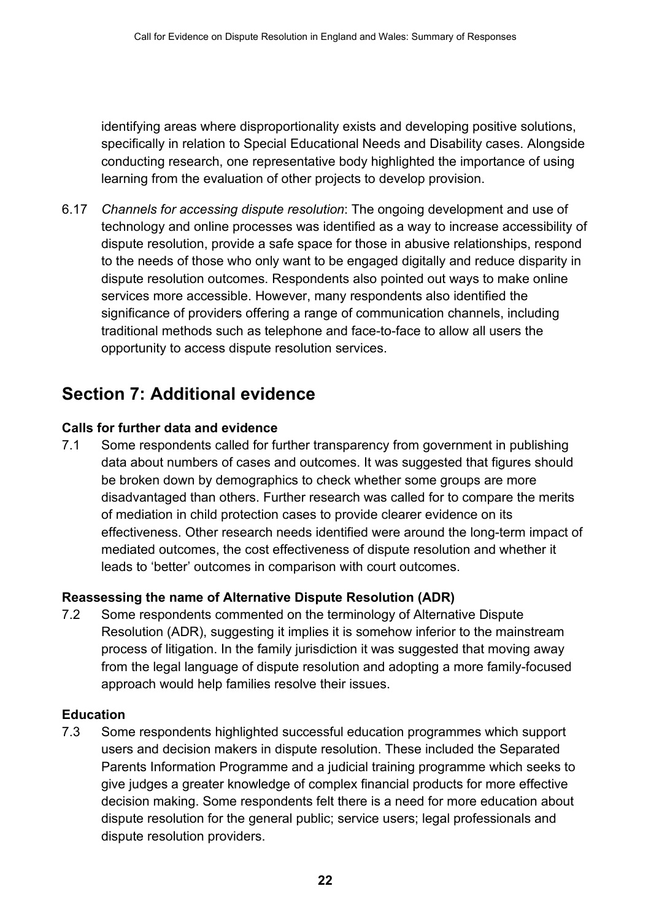identifying areas where disproportionality exists and developing positive solutions, specifically in relation to Special Educational Needs and Disability cases. Alongside conducting research, one representative body highlighted the importance of using learning from the evaluation of other projects to develop provision.

6.17 *Channels for accessing dispute resolution*: The ongoing development and use of technology and online processes was identified as a way to increase accessibility of dispute resolution, provide a safe space for those in abusive relationships, respond to the needs of those who only want to be engaged digitally and reduce disparity in dispute resolution outcomes. Respondents also pointed out ways to make online services more accessible. However, many respondents also identified the significance of providers offering a range of communication channels, including traditional methods such as telephone and face-to-face to allow all users the opportunity to access dispute resolution services.

## Section 7: Additional evidence

**Calls for further data and evidence**

7.1 Some respondents called for further transparency from government in publishing data about numbers of cases and outcomes. It was suggested that figures should be broken down by demographics to check whether some groups are more disadvantaged than others. Further research was called for to compare the merits of mediation in child protection cases to provide clearer evidence on its effectiveness. Other research needs identified were around the long-term impact of mediated outcomes, the cost effectiveness of dispute resolution and whether it leads to 'better' outcomes in comparison with court outcomes.

**Reassessing the name of Alternative Dispute Resolution (ADR)**

7.2 Some respondents commented on the terminology of Alternative Dispute Resolution (ADR), suggesting it implies it is somehow inferior to the mainstream process of litigation. In the family jurisdiction it was suggested that moving away from the legal language of dispute resolution and adopting a more family-focused approach would help families resolve their issues.

**Education**

7.3 Some respondents highlighted successful education programmes which support users and decision makers in dispute resolution. These included the Separated Parents Information Programme and a judicial training programme which seeks to give judges a greater knowledge of complex financial products for more effective decision making. Some respondents felt there is a need for more education about dispute resolution for the general public; service users; legal professionals and dispute resolution providers.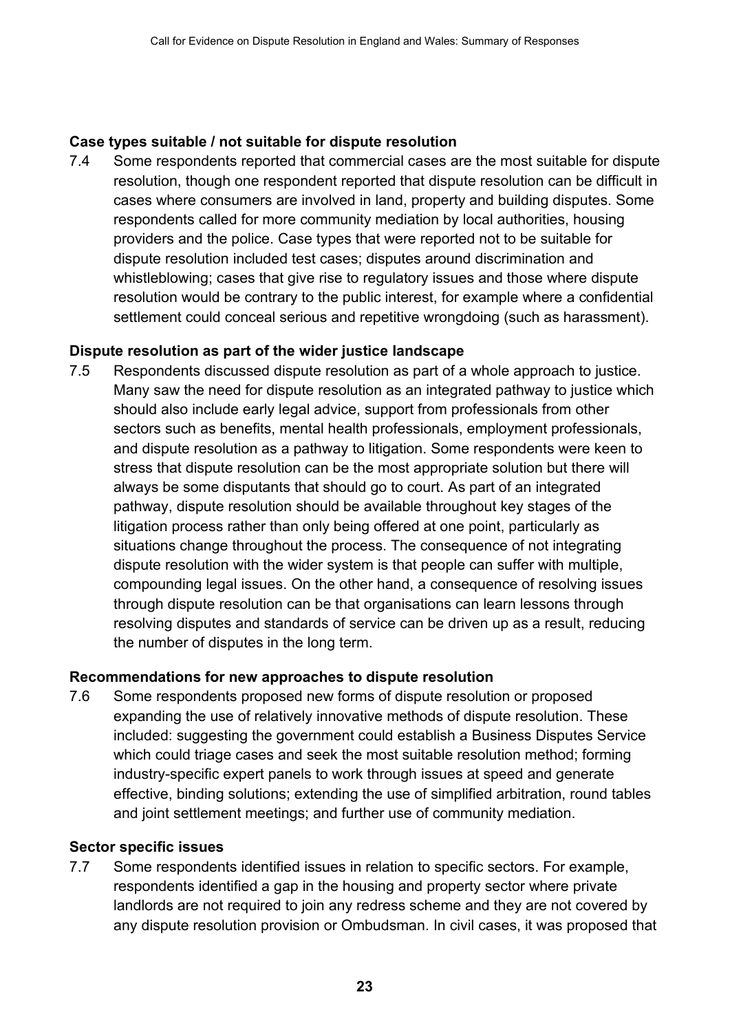**Case types suitable / not suitable for dispute resolution**

7.4 Some respondents reported that commercial cases are the most suitable for dispute resolution, though one respondent reported that dispute resolution can be difficult in cases where consumers are involved in land, property and building disputes. Some respondents called for more community mediation by local authorities, housing providers and the police. Case types that were reported not to be suitable for dispute resolution included test cases; disputes around discrimination and whistleblowing; cases that give rise to regulatory issues and those where dispute resolution would be contrary to the public interest, for example where a confidential settlement could conceal serious and repetitive wrongdoing (such as harassment).

**Dispute resolution as part of the wider justice landscape**

7.5 Respondents discussed dispute resolution as part of a whole approach to justice. Many saw the need for dispute resolution as an integrated pathway to justice which should also include early legal advice, support from professionals from other sectors such as benefits, mental health professionals, employment professionals, and dispute resolution as a pathway to litigation. Some respondents were keen to stress that dispute resolution can be the most appropriate solution but there will always be some disputants that should go to court. As part of an integrated pathway, dispute resolution should be available throughout key stages of the litigation process rather than only being offered at one point, particularly as situations change throughout the process. The consequence of not integrating dispute resolution with the wider system is that people can suffer with multiple, compounding legal issues. On the other hand, a consequence of resolving issues through dispute resolution can be that organisations can learn lessons through resolving disputes and standards of service can be driven up as a result, reducing the number of disputes in the long term.

**Recommendations for new approaches to dispute resolution**

7.6 Some respondents proposed new forms of dispute resolution or proposed expanding the use of relatively innovative methods of dispute resolution. These included: suggesting the government could establish a Business Disputes Service which could triage cases and seek the most suitable resolution method; forming industry-specific expert panels to work through issues at speed and generate effective, binding solutions; extending the use of simplified arbitration, round tables and joint settlement meetings; and further use of community mediation.

**Sector specific issues**

7.7 Some respondents identified issues in relation to specific sectors. For example, respondents identified a gap in the housing and property sector where private landlords are not required to join any redress scheme and they are not covered by any dispute resolution provision or Ombudsman. In civil cases, it was proposed that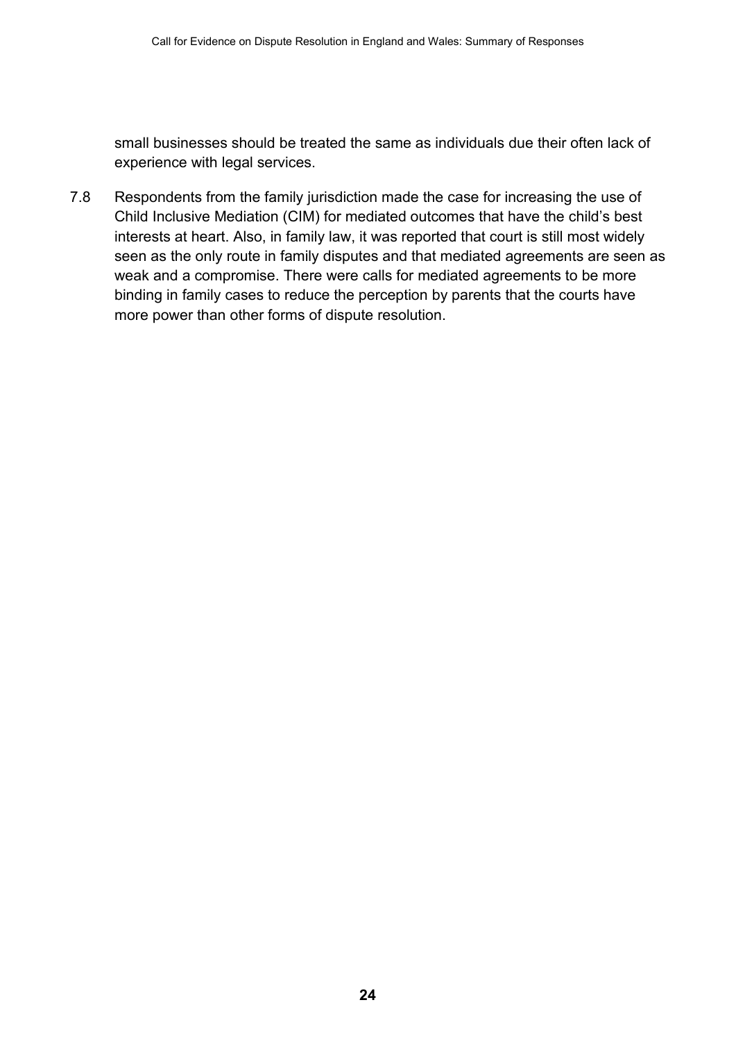small businesses should be treated the same as individuals due their often lack of experience with legal services.

7.8 Respondents from the family jurisdiction made the case for increasing the use of Child Inclusive Mediation (CIM) for mediated outcomes that have the child's best interests at heart. Also, in family law, it was reported that court is still most widely seen as the only route in family disputes and that mediated agreements are seen as weak and a compromise. There were calls for mediated agreements to be more binding in family cases to reduce the perception by parents that the courts have more power than other forms of dispute resolution.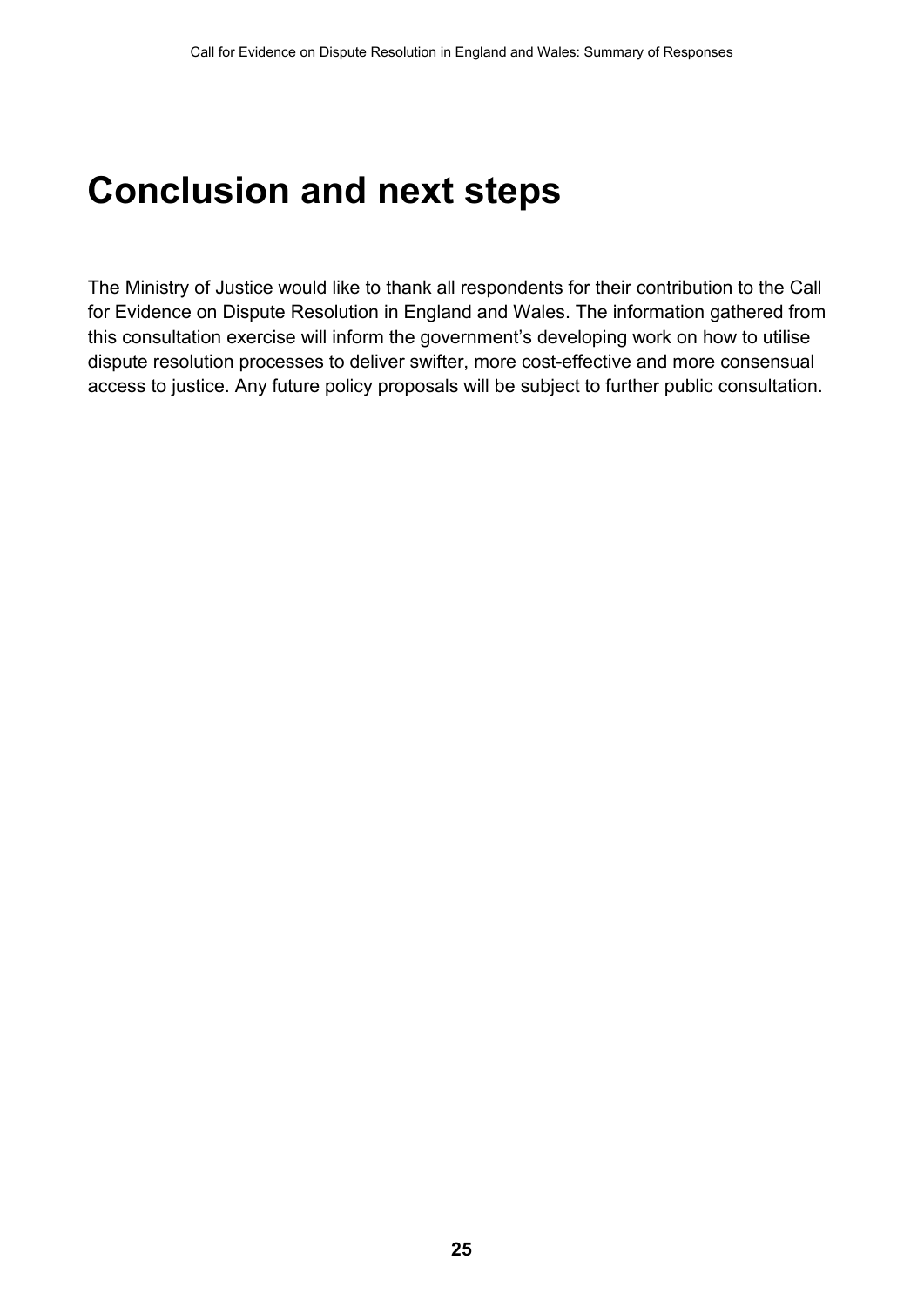# Conclusion and next steps

The Ministry of Justice would like to thank all respondents for their contribution to the Call for Evidence on Dispute Resolution in England and Wales. The information gathered from this consultation exercise will inform the government's developing work on how to utilise dispute resolution processes to deliver swifter, more cost-effective and more consensual access to justice. Any future policy proposals will be subject to further public consultation.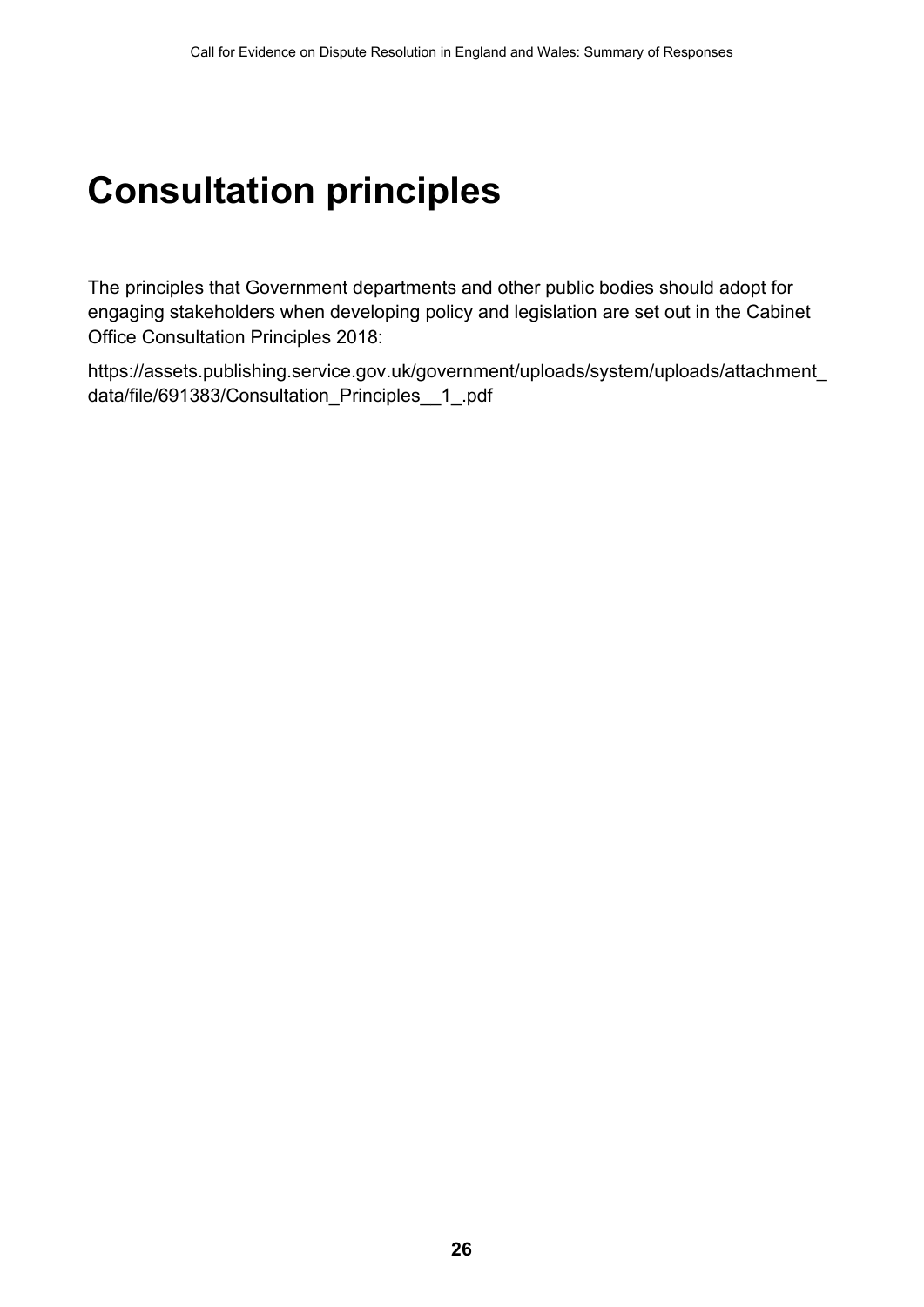# Consultation principles

The principles that Government departments and other public bodies should adopt for engaging stakeholders when developing policy and legislation are set out in the Cabinet Office Consultation Principles 2018:

https://assets.publishing.service.gov.uk/government/uploads/system/uploads/attachment_data/file/691383/Consultation_Principles__1_.pdf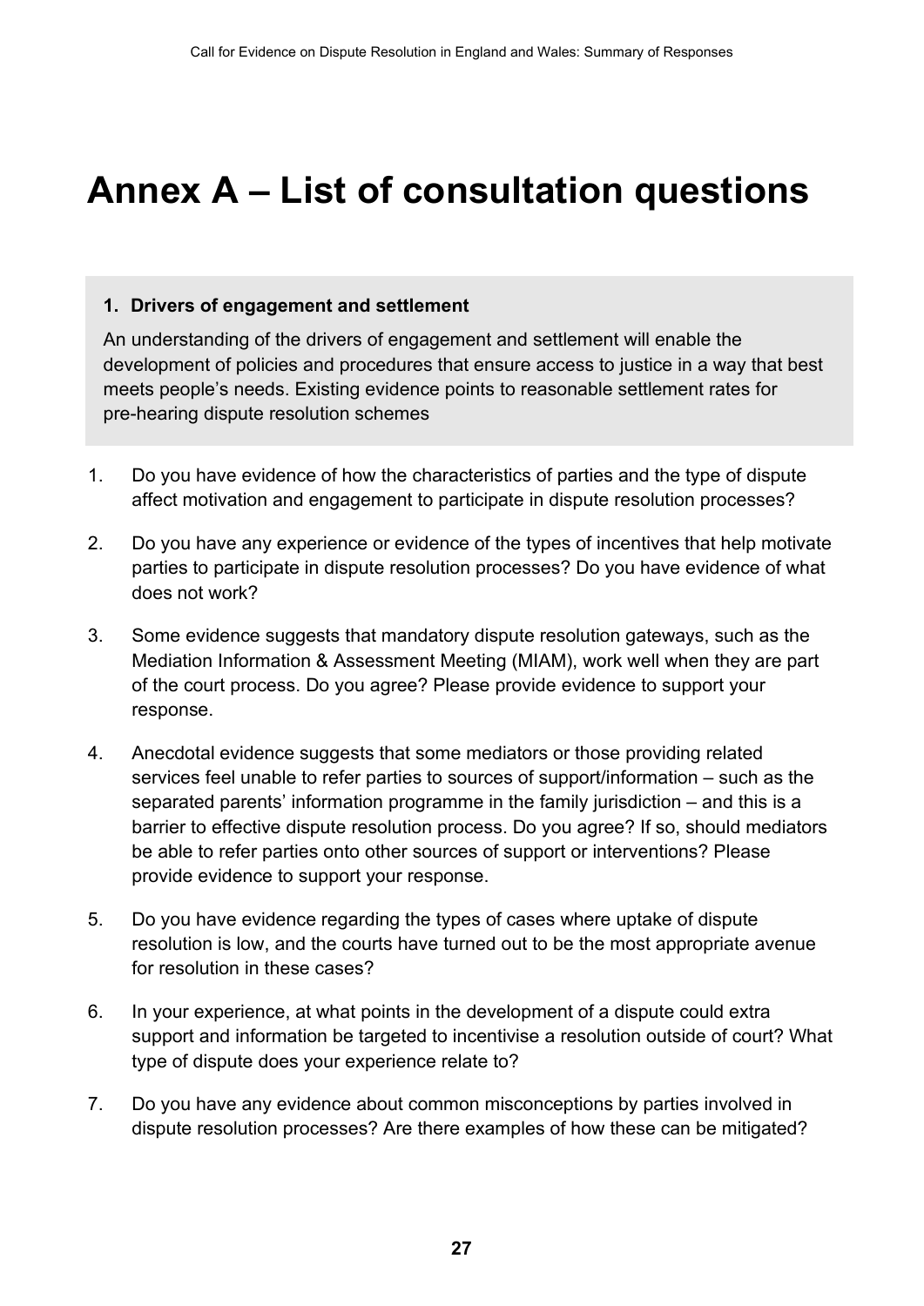# Annex A – List of consultation questions

**1. Drivers of engagement and settlement**

An understanding of the drivers of engagement and settlement will enable the development of policies and procedures that ensure access to justice in a way that best meets people's needs. Existing evidence points to reasonable settlement rates for pre-hearing dispute resolution schemes

1. Do you have evidence of how the characteristics of parties and the type of dispute affect motivation and engagement to participate in dispute resolution processes?

2. Do you have any experience or evidence of the types of incentives that help motivate parties to participate in dispute resolution processes? Do you have evidence of what does not work?

3. Some evidence suggests that mandatory dispute resolution gateways, such as the Mediation Information & Assessment Meeting (MIAM), work well when they are part of the court process. Do you agree? Please provide evidence to support your response.

4. Anecdotal evidence suggests that some mediators or those providing related services feel unable to refer parties to sources of support/information – such as the separated parents' information programme in the family jurisdiction – and this is a barrier to effective dispute resolution process. Do you agree? If so, should mediators be able to refer parties onto other sources of support or interventions? Please provide evidence to support your response.

5. Do you have evidence regarding the types of cases where uptake of dispute resolution is low, and the courts have turned out to be the most appropriate avenue for resolution in these cases?

6. In your experience, at what points in the development of a dispute could extra support and information be targeted to incentivise a resolution outside of court? What type of dispute does your experience relate to?

7. Do you have any evidence about common misconceptions by parties involved in dispute resolution processes? Are there examples of how these can be mitigated?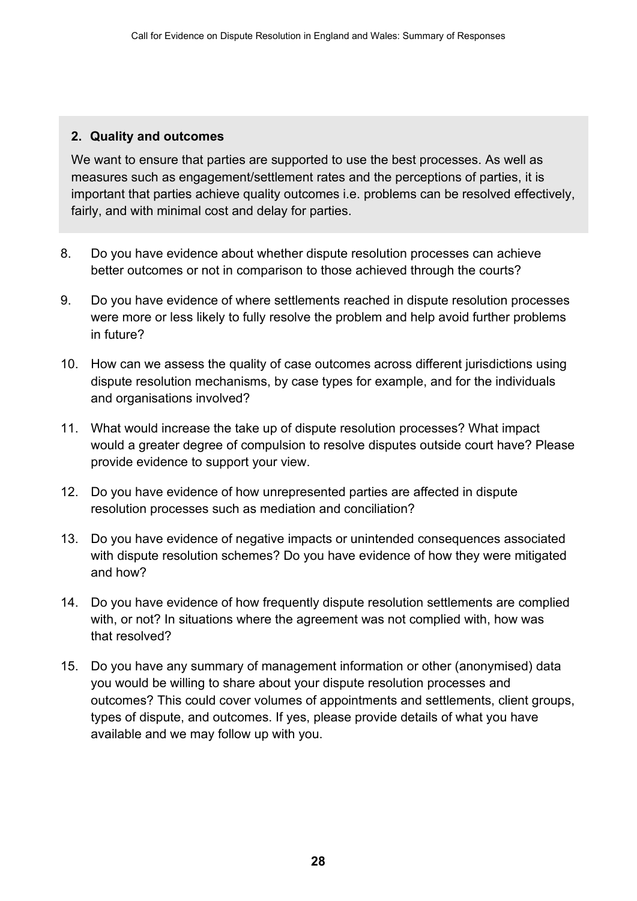**2. Quality and outcomes**

We want to ensure that parties are supported to use the best processes. As well as measures such as engagement/settlement rates and the perceptions of parties, it is important that parties achieve quality outcomes i.e. problems can be resolved effectively, fairly, and with minimal cost and delay for parties.

8. Do you have evidence about whether dispute resolution processes can achieve better outcomes or not in comparison to those achieved through the courts?

9. Do you have evidence of where settlements reached in dispute resolution processes were more or less likely to fully resolve the problem and help avoid further problems in future?

10. How can we assess the quality of case outcomes across different jurisdictions using dispute resolution mechanisms, by case types for example, and for the individuals and organisations involved?

11. What would increase the take up of dispute resolution processes? What impact would a greater degree of compulsion to resolve disputes outside court have? Please provide evidence to support your view.

12. Do you have evidence of how unrepresented parties are affected in dispute resolution processes such as mediation and conciliation?

13. Do you have evidence of negative impacts or unintended consequences associated with dispute resolution schemes? Do you have evidence of how they were mitigated and how?

14. Do you have evidence of how frequently dispute resolution settlements are complied with, or not? In situations where the agreement was not complied with, how was that resolved?

15. Do you have any summary of management information or other (anonymised) data you would be willing to share about your dispute resolution processes and outcomes? This could cover volumes of appointments and settlements, client groups, types of dispute, and outcomes. If yes, please provide details of what you have available and we may follow up with you.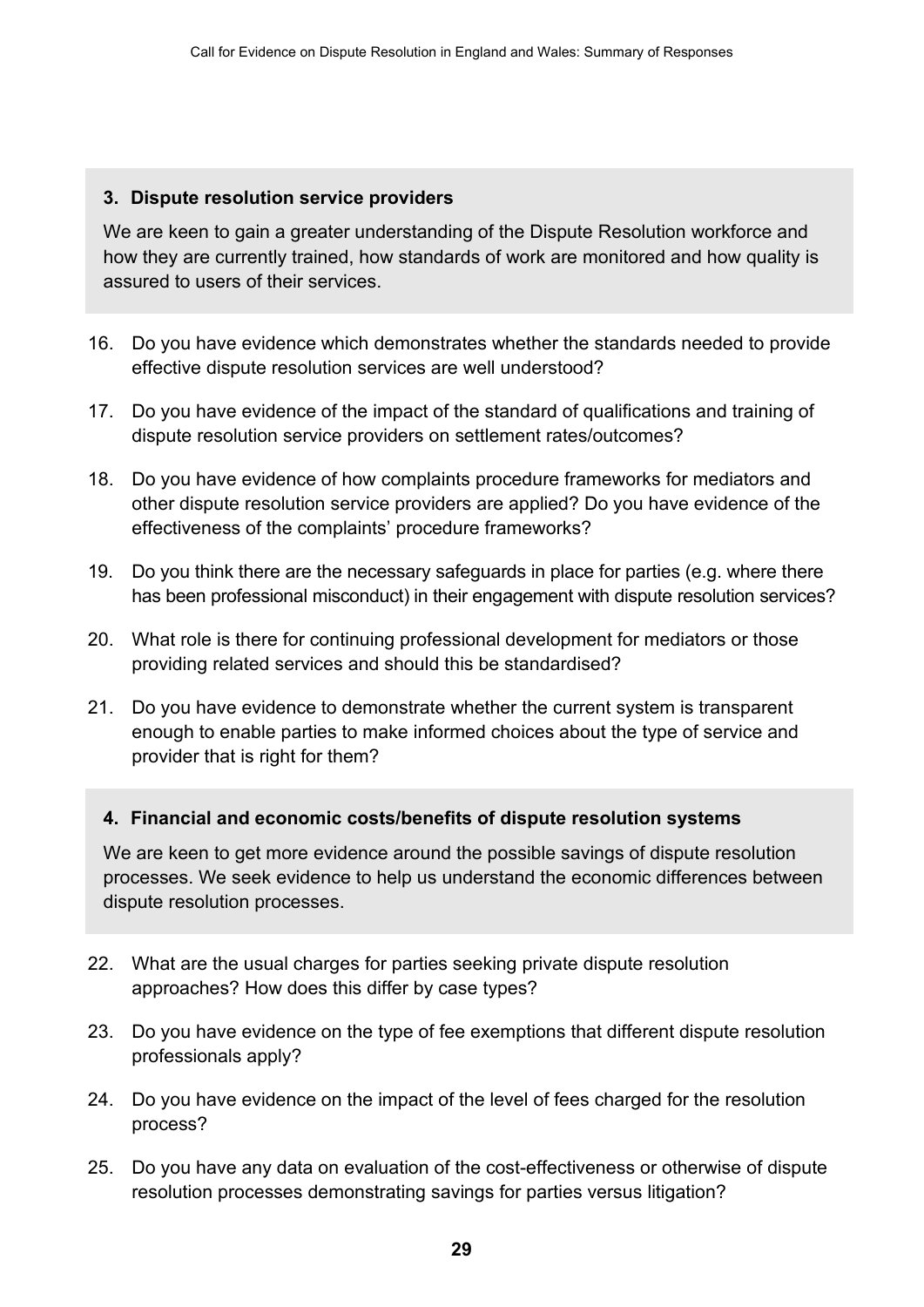### 3. Dispute resolution service providers

We are keen to gain a greater understanding of the Dispute Resolution workforce and how they are currently trained, how standards of work are monitored and how quality is assured to users of their services.

16. Do you have evidence which demonstrates whether the standards needed to provide effective dispute resolution services are well understood?

17. Do you have evidence of the impact of the standard of qualifications and training of dispute resolution service providers on settlement rates/outcomes?

18. Do you have evidence of how complaints procedure frameworks for mediators and other dispute resolution service providers are applied? Do you have evidence of the effectiveness of the complaints' procedure frameworks?

19. Do you think there are the necessary safeguards in place for parties (e.g. where there has been professional misconduct) in their engagement with dispute resolution services?

20. What role is there for continuing professional development for mediators or those providing related services and should this be standardised?

21. Do you have evidence to demonstrate whether the current system is transparent enough to enable parties to make informed choices about the type of service and provider that is right for them?

### 4. Financial and economic costs/benefits of dispute resolution systems

We are keen to get more evidence around the possible savings of dispute resolution processes. We seek evidence to help us understand the economic differences between dispute resolution processes.

22. What are the usual charges for parties seeking private dispute resolution approaches? How does this differ by case types?

23. Do you have evidence on the type of fee exemptions that different dispute resolution professionals apply?

24. Do you have evidence on the impact of the level of fees charged for the resolution process?

25. Do you have any data on evaluation of the cost-effectiveness or otherwise of dispute resolution processes demonstrating savings for parties versus litigation?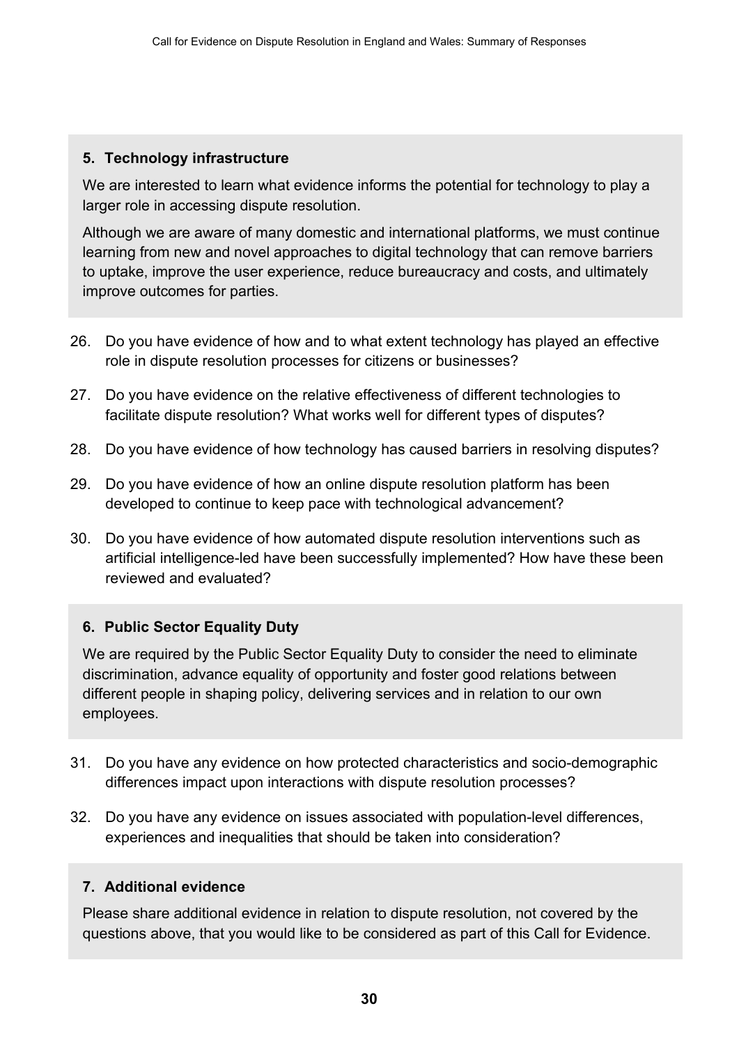### 5. Technology infrastructure

We are interested to learn what evidence informs the potential for technology to play a larger role in accessing dispute resolution.

Although we are aware of many domestic and international platforms, we must continue learning from new and novel approaches to digital technology that can remove barriers to uptake, improve the user experience, reduce bureaucracy and costs, and ultimately improve outcomes for parties.

26. Do you have evidence of how and to what extent technology has played an effective role in dispute resolution processes for citizens or businesses?
27. Do you have evidence on the relative effectiveness of different technologies to facilitate dispute resolution? What works well for different types of disputes?
28. Do you have evidence of how technology has caused barriers in resolving disputes?
29. Do you have evidence of how an online dispute resolution platform has been developed to continue to keep pace with technological advancement?
30. Do you have evidence of how automated dispute resolution interventions such as artificial intelligence-led have been successfully implemented? How have these been reviewed and evaluated?

### 6. Public Sector Equality Duty

We are required by the Public Sector Equality Duty to consider the need to eliminate discrimination, advance equality of opportunity and foster good relations between different people in shaping policy, delivering services and in relation to our own employees.

31. Do you have any evidence on how protected characteristics and socio-demographic differences impact upon interactions with dispute resolution processes?
32. Do you have any evidence on issues associated with population-level differences, experiences and inequalities that should be taken into consideration?

### 7. Additional evidence

Please share additional evidence in relation to dispute resolution, not covered by the questions above, that you would like to be considered as part of this Call for Evidence.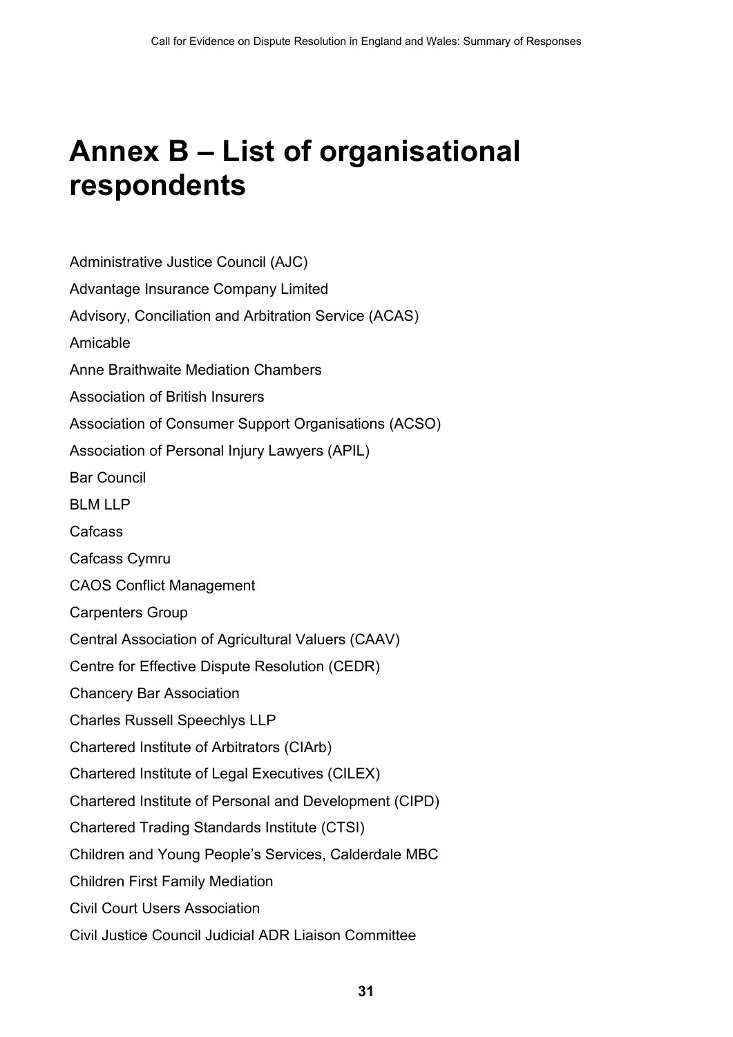# Annex B – List of organisational respondents

Administrative Justice Council (AJC)

Advantage Insurance Company Limited

Advisory, Conciliation and Arbitration Service (ACAS)

Amicable

Anne Braithwaite Mediation Chambers

Association of British Insurers

Association of Consumer Support Organisations (ACSO)

Association of Personal Injury Lawyers (APIL)

Bar Council

BLM LLP

Cafcass

Cafcass Cymru

CAOS Conflict Management

Carpenters Group

Central Association of Agricultural Valuers (CAAV)

Centre for Effective Dispute Resolution (CEDR)

Chancery Bar Association

Charles Russell Speechlys LLP

Chartered Institute of Arbitrators (CIArb)

Chartered Institute of Legal Executives (CILEX)

Chartered Institute of Personal and Development (CIPD)

Chartered Trading Standards Institute (CTSI)

Children and Young People's Services, Calderdale MBC

Children First Family Mediation

Civil Court Users Association

Civil Justice Council Judicial ADR Liaison Committee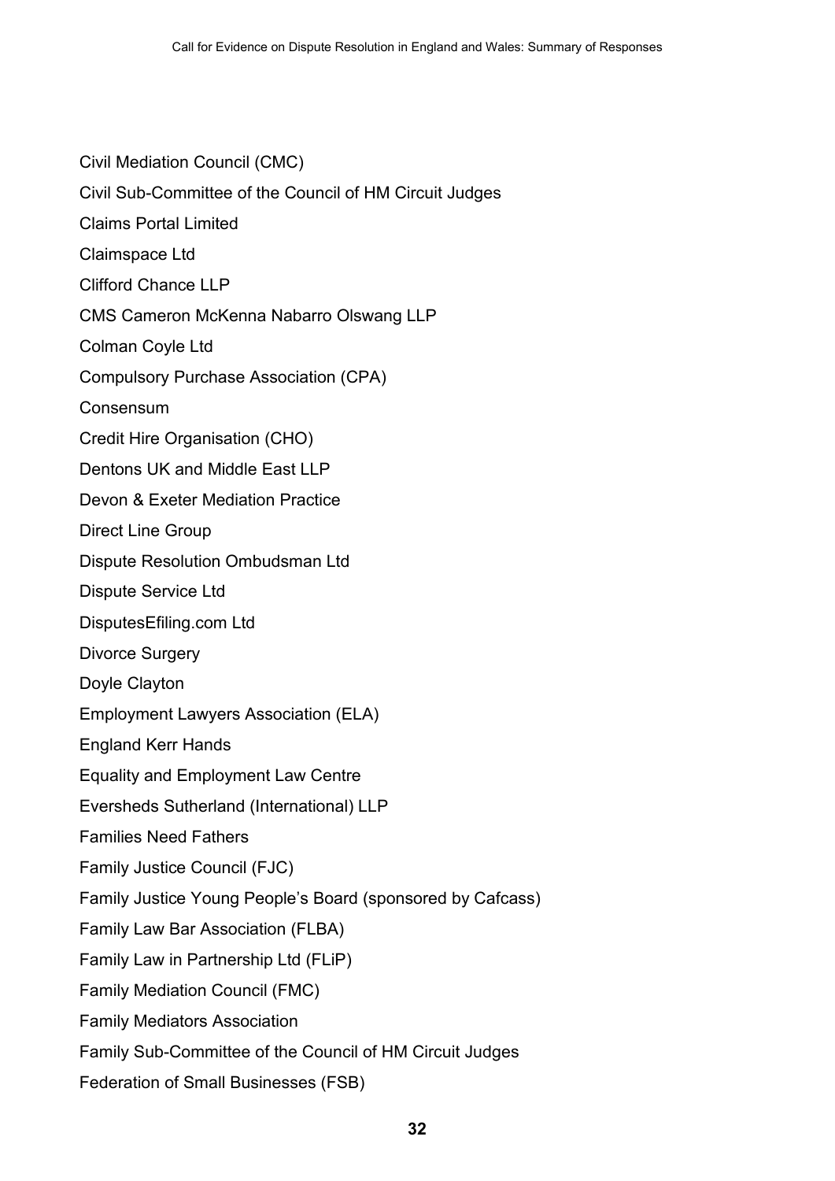Civil Mediation Council (CMC)

Civil Sub-Committee of the Council of HM Circuit Judges

Claims Portal Limited

Claimspace Ltd

Clifford Chance LLP

CMS Cameron McKenna Nabarro Olswang LLP

Colman Coyle Ltd

Compulsory Purchase Association (CPA)

Consensum

Credit Hire Organisation (CHO)

Dentons UK and Middle East LLP

Devon & Exeter Mediation Practice

Direct Line Group

Dispute Resolution Ombudsman Ltd

Dispute Service Ltd

DisputesEfiling.com Ltd

Divorce Surgery

Doyle Clayton

Employment Lawyers Association (ELA)

England Kerr Hands

Equality and Employment Law Centre

Eversheds Sutherland (International) LLP

Families Need Fathers

Family Justice Council (FJC)

Family Justice Young People's Board (sponsored by Cafcass)

Family Law Bar Association (FLBA)

Family Law in Partnership Ltd (FLiP)

Family Mediation Council (FMC)

Family Mediators Association

Family Sub-Committee of the Council of HM Circuit Judges

Federation of Small Businesses (FSB)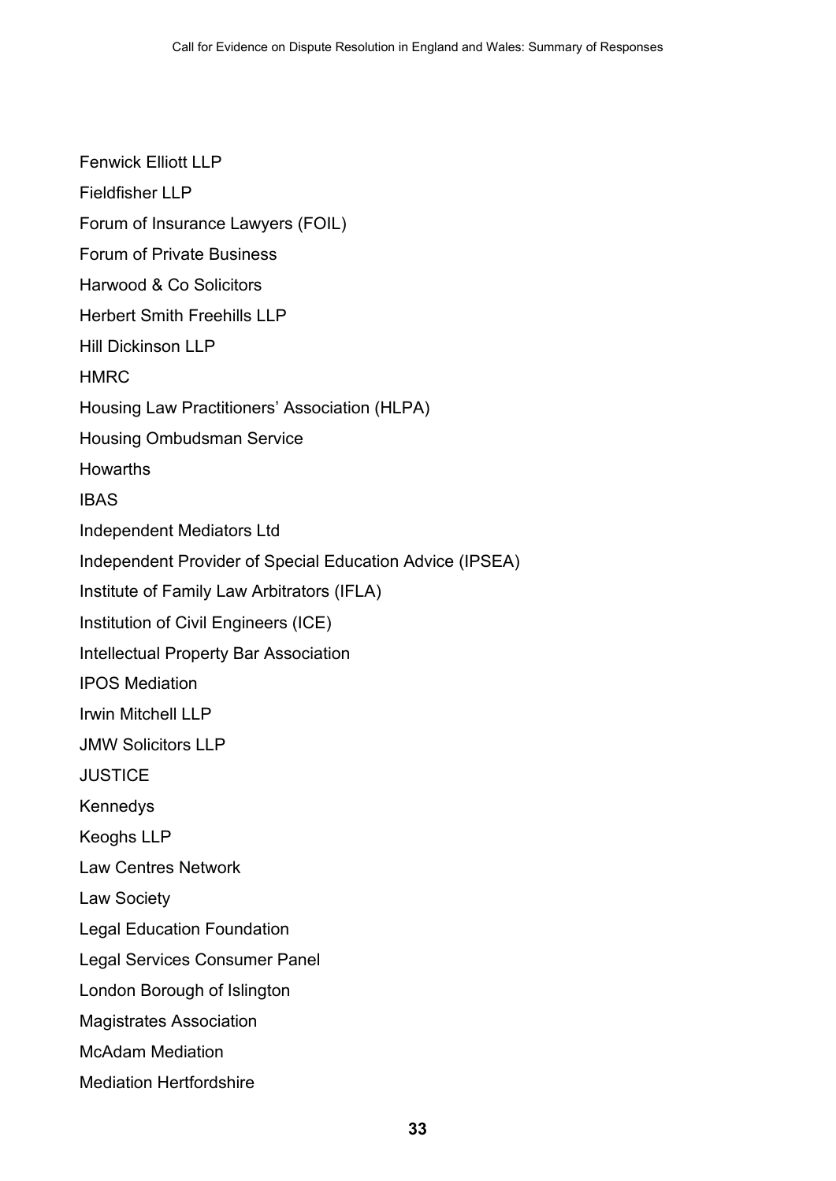Fenwick Elliott LLP

Fieldfisher LLP

Forum of Insurance Lawyers (FOIL)

Forum of Private Business

Harwood & Co Solicitors

Herbert Smith Freehills LLP

Hill Dickinson LLP

HMRC

Housing Law Practitioners' Association (HLPA)

Housing Ombudsman Service

Howarths

IBAS

Independent Mediators Ltd

Independent Provider of Special Education Advice (IPSEA)

Institute of Family Law Arbitrators (IFLA)

Institution of Civil Engineers (ICE)

Intellectual Property Bar Association

IPOS Mediation

Irwin Mitchell LLP

JMW Solicitors LLP

JUSTICE

Kennedys

Keoghs LLP

Law Centres Network

Law Society

Legal Education Foundation

Legal Services Consumer Panel

London Borough of Islington

Magistrates Association

McAdam Mediation

Mediation Hertfordshire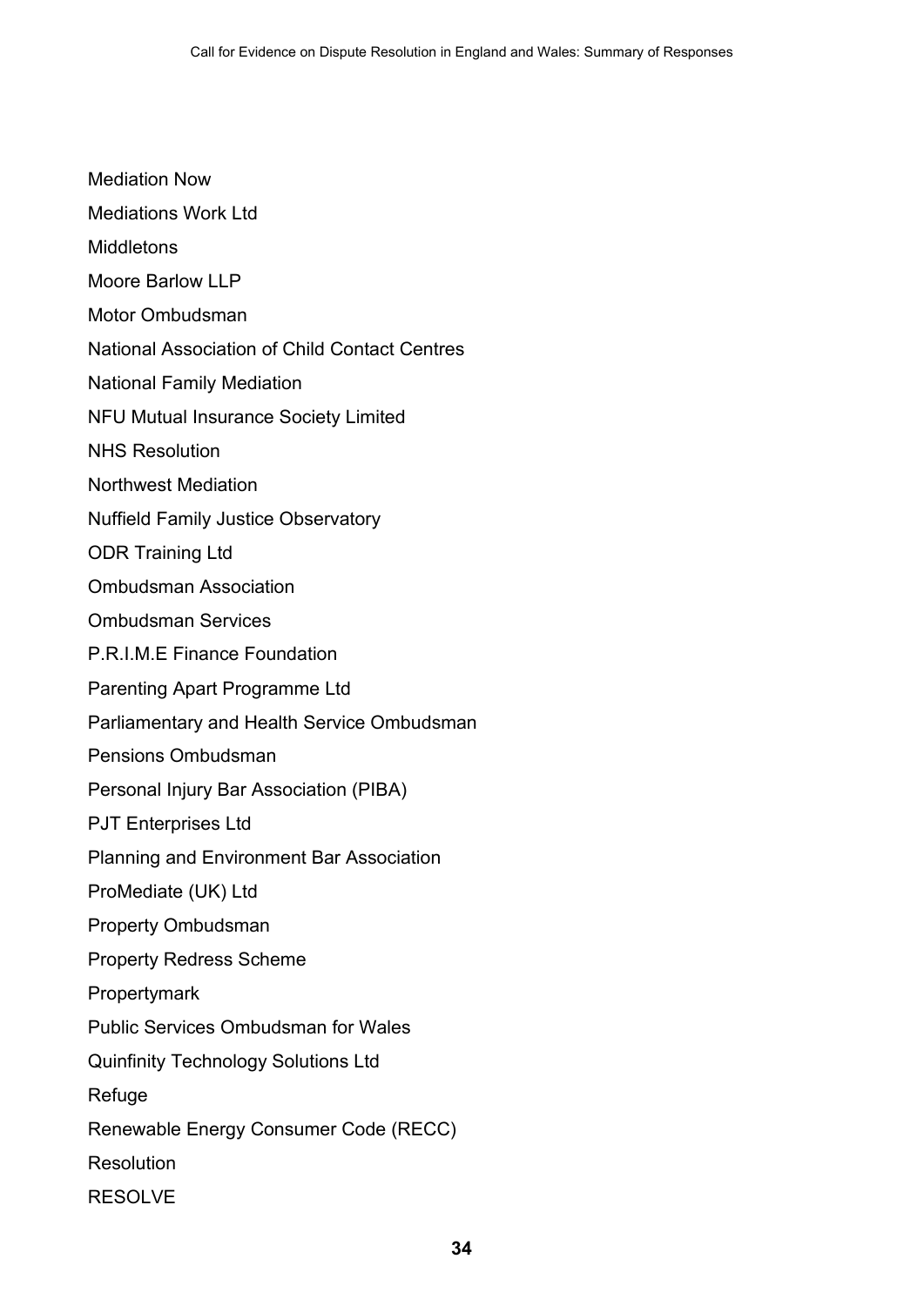Mediation Now

Mediations Work Ltd

Middletons

Moore Barlow LLP

Motor Ombudsman

National Association of Child Contact Centres

National Family Mediation

NFU Mutual Insurance Society Limited

NHS Resolution

Northwest Mediation

Nuffield Family Justice Observatory

ODR Training Ltd

Ombudsman Association

Ombudsman Services

P.R.I.M.E Finance Foundation

Parenting Apart Programme Ltd

Parliamentary and Health Service Ombudsman

Pensions Ombudsman

Personal Injury Bar Association (PIBA)

PJT Enterprises Ltd

Planning and Environment Bar Association

ProMediate (UK) Ltd

Property Ombudsman

Property Redress Scheme

Propertymark

Public Services Ombudsman for Wales

Quinfinity Technology Solutions Ltd

Refuge

Renewable Energy Consumer Code (RECC)

Resolution

RESOLVE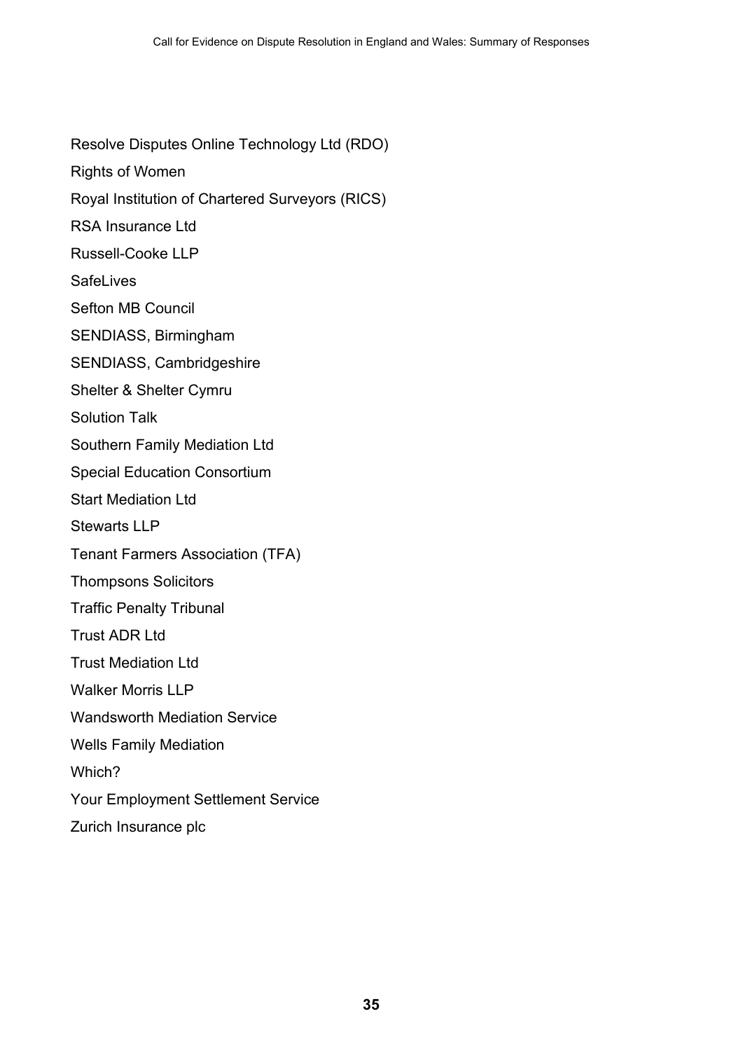Resolve Disputes Online Technology Ltd (RDO)

Rights of Women

Royal Institution of Chartered Surveyors (RICS)

RSA Insurance Ltd

Russell-Cooke LLP

SafeLives

Sefton MB Council

SENDIASS, Birmingham

SENDIASS, Cambridgeshire

Shelter & Shelter Cymru

Solution Talk

Southern Family Mediation Ltd

Special Education Consortium

Start Mediation Ltd

Stewarts LLP

Tenant Farmers Association (TFA)

Thompsons Solicitors

Traffic Penalty Tribunal

Trust ADR Ltd

Trust Mediation Ltd

Walker Morris LLP

Wandsworth Mediation Service

Wells Family Mediation

Which?

Your Employment Settlement Service

Zurich Insurance plc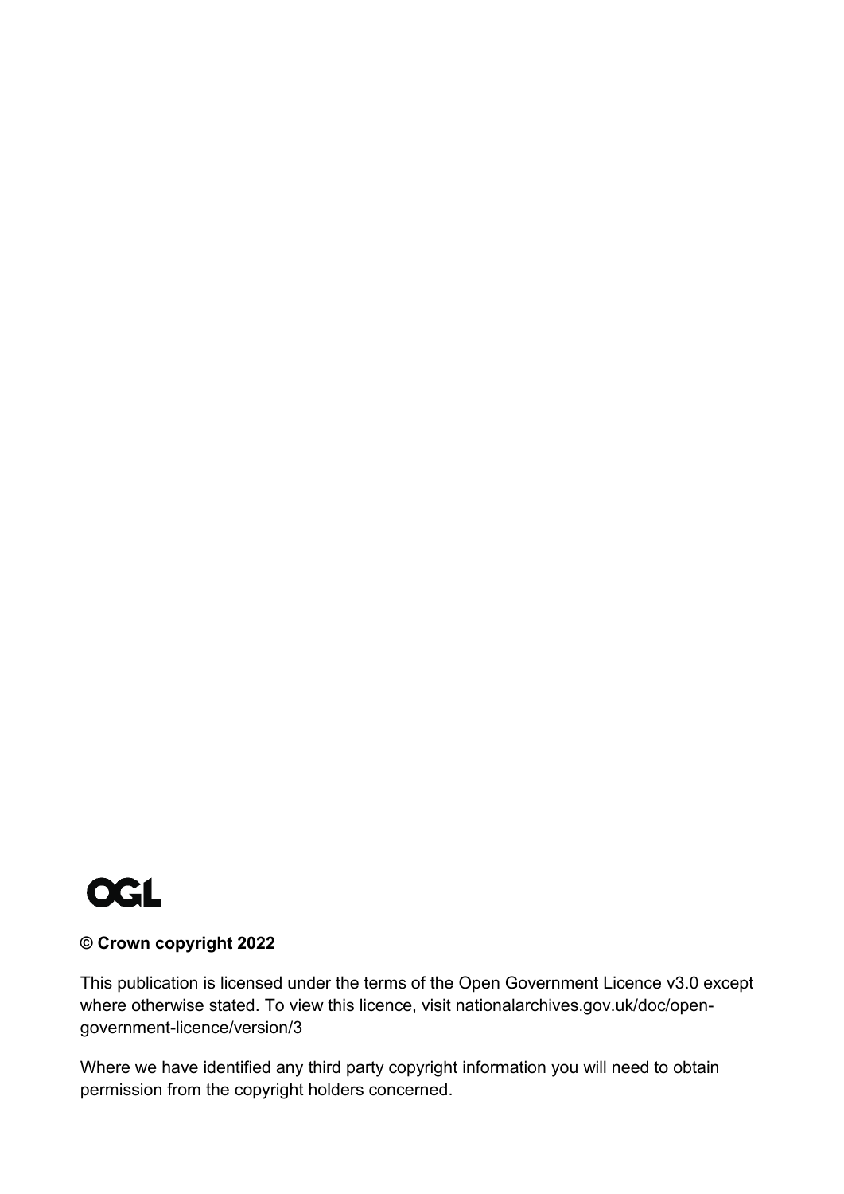OGL

**© Crown copyright 2022**

This publication is licensed under the terms of the Open Government Licence v3.0 except where otherwise stated. To view this licence, visit nationalarchives.gov.uk/doc/open-government-licence/version/3

Where we have identified any third party copyright information you will need to obtain permission from the copyright holders concerned.